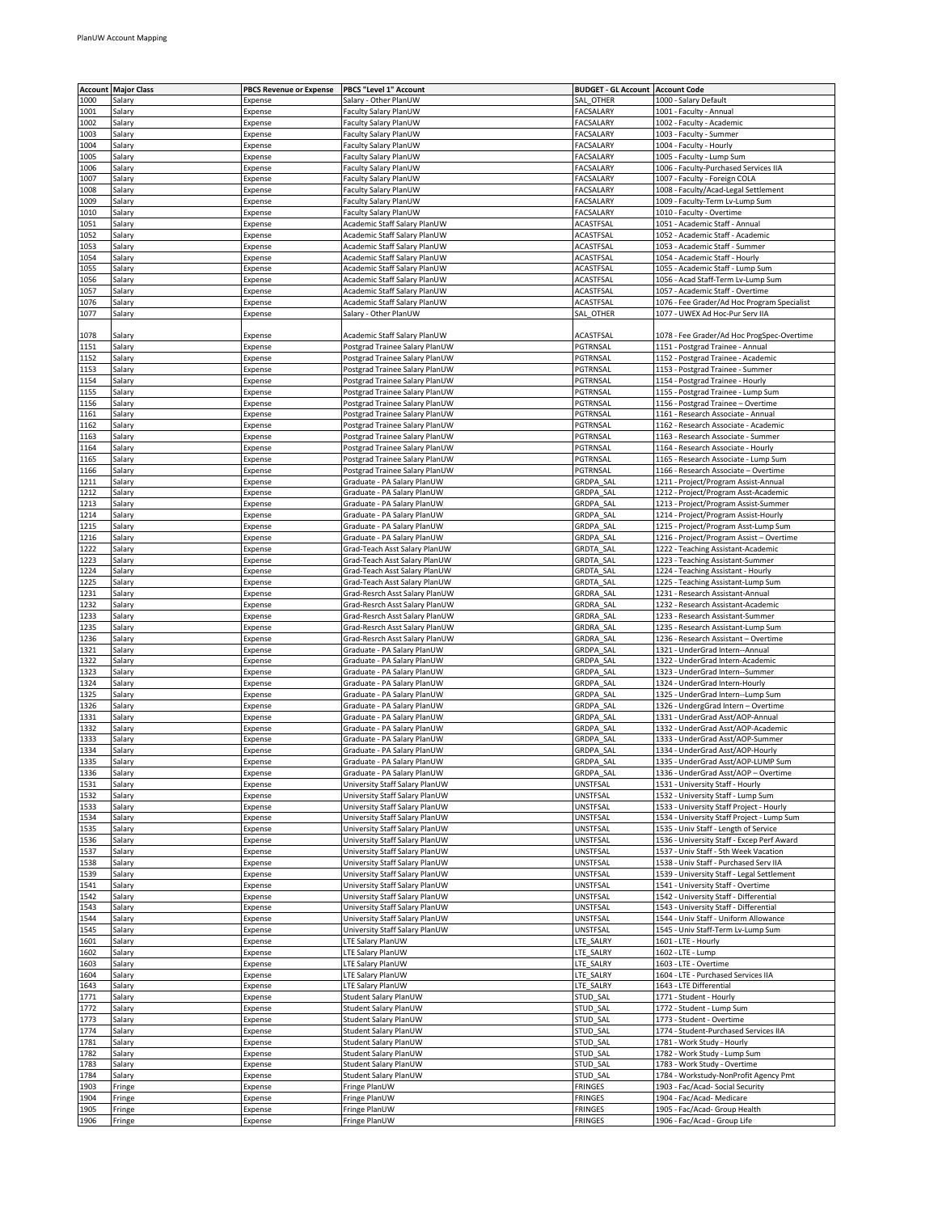| Account | Major Class | PBCS Revenue or Expense | PBCS "Level 1" Account | BUDGET - GL Account | Account Code |
|---|---|---|---|---|---|
| 1000 | Salary | Expense | Salary - Other PlanUW | SAL_OTHER | 1000 - Salary Default |
| 1001 | Salary | Expense | Faculty Salary PlanUW | FACSALARY | 1001 - Faculty - Annual |
| 1002 | Salary | Expense | Faculty Salary PlanUW | FACSALARY | 1002 - Faculty - Academic |
| 1003 | Salary | Expense | Faculty Salary PlanUW | FACSALARY | 1003 - Faculty - Summer |
| 1004 | Salary | Expense | Faculty Salary PlanUW | FACSALARY | 1004 - Faculty - Hourly |
| 1005 | Salary | Expense | Faculty Salary PlanUW | FACSALARY | 1005 - Faculty - Lump Sum |
| 1006 | Salary | Expense | Faculty Salary PlanUW | FACSALARY | 1006 - Faculty-Purchased Services IIA |
| 1007 | Salary | Expense | Faculty Salary PlanUW | FACSALARY | 1007 - Faculty - Foreign COLA |
| 1008 | Salary | Expense | Faculty Salary PlanUW | FACSALARY | 1008 - Faculty/Acad-Legal Settlement |
| 1009 | Salary | Expense | Faculty Salary PlanUW | FACSALARY | 1009 - Faculty-Term Lv-Lump Sum |
| 1010 | Salary | Expense | Faculty Salary PlanUW | FACSALARY | 1010 - Faculty - Overtime |
| 1051 | Salary | Expense | Academic Staff Salary PlanUW | ACASTFSAL | 1051 - Academic Staff - Annual |
| 1052 | Salary | Expense | Academic Staff Salary PlanUW | ACASTFSAL | 1052 - Academic Staff - Academic |
| 1053 | Salary | Expense | Academic Staff Salary PlanUW | ACASTFSAL | 1053 - Academic Staff - Summer |
| 1054 | Salary | Expense | Academic Staff Salary PlanUW | ACASTFSAL | 1054 - Academic Staff - Hourly |
| 1055 | Salary | Expense | Academic Staff Salary PlanUW | ACASTFSAL | 1055 - Academic Staff - Lump Sum |
| 1056 | Salary | Expense | Academic Staff Salary PlanUW | ACASTFSAL | 1056 - Acad Staff-Term Lv-Lump Sum |
| 1057 | Salary | Expense | Academic Staff Salary PlanUW | ACASTFSAL | 1057 - Academic Staff - Overtime |
| 1076 | Salary | Expense | Academic Staff Salary PlanUW | ACASTFSAL | 1076 - Fee Grader/Ad Hoc Program Specialist |
| 1077 | Salary | Expense | Salary - Other PlanUW | SAL_OTHER | 1077 - UWEX Ad Hoc-Pur Serv IIA |
| 1078 | Salary | Expense | Academic Staff Salary PlanUW | ACASTFSAL | 1078 - Fee Grader/Ad Hoc ProgSpec-Overtime |
| 1151 | Salary | Expense | Postgrad Trainee Salary PlanUW | PGTRNSAL | 1151 - Postgrad Trainee - Annual |
| 1152 | Salary | Expense | Postgrad Trainee Salary PlanUW | PGTRNSAL | 1152 - Postgrad Trainee - Academic |
| 1153 | Salary | Expense | Postgrad Trainee Salary PlanUW | PGTRNSAL | 1153 - Postgrad Trainee - Summer |
| 1154 | Salary | Expense | Postgrad Trainee Salary PlanUW | PGTRNSAL | 1154 - Postgrad Trainee - Hourly |
| 1155 | Salary | Expense | Postgrad Trainee Salary PlanUW | PGTRNSAL | 1155 - Postgrad Trainee - Lump Sum |
| 1156 | Salary | Expense | Postgrad Trainee Salary PlanUW | PGTRNSAL | 1156 - Postgrad Trainee – Overtime |
| 1161 | Salary | Expense | Postgrad Trainee Salary PlanUW | PGTRNSAL | 1161 - Research Associate - Annual |
| 1162 | Salary | Expense | Postgrad Trainee Salary PlanUW | PGTRNSAL | 1162 - Research Associate - Academic |
| 1163 | Salary | Expense | Postgrad Trainee Salary PlanUW | PGTRNSAL | 1163 - Research Associate - Summer |
| 1164 | Salary | Expense | Postgrad Trainee Salary PlanUW | PGTRNSAL | 1164 - Research Associate - Hourly |
| 1165 | Salary | Expense | Postgrad Trainee Salary PlanUW | PGTRNSAL | 1165 - Research Associate - Lump Sum |
| 1166 | Salary | Expense | Postgrad Trainee Salary PlanUW | PGTRNSAL | 1166 - Research Associate – Overtime |
| 1211 | Salary | Expense | Graduate - PA Salary PlanUW | GRDPA_SAL | 1211 - Project/Program Assist-Annual |
| 1212 | Salary | Expense | Graduate - PA Salary PlanUW | GRDPA_SAL | 1212 - Project/Program Asst-Academic |
| 1213 | Salary | Expense | Graduate - PA Salary PlanUW | GRDPA_SAL | 1213 - Project/Program Assist-Summer |
| 1214 | Salary | Expense | Graduate - PA Salary PlanUW | GRDPA_SAL | 1214 - Project/Program Assist-Hourly |
| 1215 | Salary | Expense | Graduate - PA Salary PlanUW | GRDPA_SAL | 1215 - Project/Program Asst-Lump Sum |
| 1216 | Salary | Expense | Graduate - PA Salary PlanUW | GRDPA_SAL | 1216 - Project/Program Assist – Overtime |
| 1222 | Salary | Expense | Grad-Teach Asst Salary PlanUW | GRDTA_SAL | 1222 - Teaching Assistant-Academic |
| 1223 | Salary | Expense | Grad-Teach Asst Salary PlanUW | GRDTA_SAL | 1223 - Teaching Assistant-Summer |
| 1224 | Salary | Expense | Grad-Teach Asst Salary PlanUW | GRDTA_SAL | 1224 - Teaching Assistant - Hourly |
| 1225 | Salary | Expense | Grad-Teach Asst Salary PlanUW | GRDTA_SAL | 1225 - Teaching Assistant-Lump Sum |
| 1231 | Salary | Expense | Grad-Resrch Asst Salary PlanUW | GRDRA_SAL | 1231 - Research Assistant-Annual |
| 1232 | Salary | Expense | Grad-Resrch Asst Salary PlanUW | GRDRA_SAL | 1232 - Research Assistant-Academic |
| 1233 | Salary | Expense | Grad-Resrch Asst Salary PlanUW | GRDRA_SAL | 1233 - Research Assistant-Summer |
| 1235 | Salary | Expense | Grad-Resrch Asst Salary PlanUW | GRDRA_SAL | 1235 - Research Assistant-Lump Sum |
| 1236 | Salary | Expense | Grad-Resrch Asst Salary PlanUW | GRDRA_SAL | 1236 - Research Assistant – Overtime |
| 1321 | Salary | Expense | Graduate - PA Salary PlanUW | GRDPA_SAL | 1321 - UnderGrad Intern--Annual |
| 1322 | Salary | Expense | Graduate - PA Salary PlanUW | GRDPA_SAL | 1322 - UnderGrad Intern-Academic |
| 1323 | Salary | Expense | Graduate - PA Salary PlanUW | GRDPA_SAL | 1323 - UnderGrad Intern--Summer |
| 1324 | Salary | Expense | Graduate - PA Salary PlanUW | GRDPA_SAL | 1324 - UnderGrad Intern-Hourly |
| 1325 | Salary | Expense | Graduate - PA Salary PlanUW | GRDPA_SAL | 1325 - UnderGrad Intern--Lump Sum |
| 1326 | Salary | Expense | Graduate - PA Salary PlanUW | GRDPA_SAL | 1326 - UndergGrad Intern – Overtime |
| 1331 | Salary | Expense | Graduate - PA Salary PlanUW | GRDPA_SAL | 1331 - UnderGrad Asst/AOP-Annual |
| 1332 | Salary | Expense | Graduate - PA Salary PlanUW | GRDPA_SAL | 1332 - UnderGrad Asst/AOP-Academic |
| 1333 | Salary | Expense | Graduate - PA Salary PlanUW | GRDPA_SAL | 1333 - UnderGrad Asst/AOP-Summer |
| 1334 | Salary | Expense | Graduate - PA Salary PlanUW | GRDPA_SAL | 1334 - UnderGrad Asst/AOP-Hourly |
| 1335 | Salary | Expense | Graduate - PA Salary PlanUW | GRDPA_SAL | 1335 - UnderGrad Asst/AOP-LUMP Sum |
| 1336 | Salary | Expense | Graduate - PA Salary PlanUW | GRDPA_SAL | 1336 - UnderGrad Asst/AOP – Overtime |
| 1531 | Salary | Expense | University Staff Salary PlanUW | UNSTFSAL | 1531 - University Staff - Hourly |
| 1532 | Salary | Expense | University Staff Salary PlanUW | UNSTFSAL | 1532 - University Staff - Lump Sum |
| 1533 | Salary | Expense | University Staff Salary PlanUW | UNSTFSAL | 1533 - University Staff Project - Hourly |
| 1534 | Salary | Expense | University Staff Salary PlanUW | UNSTFSAL | 1534 - University Staff Project - Lump Sum |
| 1535 | Salary | Expense | University Staff Salary PlanUW | UNSTFSAL | 1535 - Univ Staff - Length of Service |
| 1536 | Salary | Expense | University Staff Salary PlanUW | UNSTFSAL | 1536 - University Staff - Excep Perf Award |
| 1537 | Salary | Expense | University Staff Salary PlanUW | UNSTFSAL | 1537 - Univ Staff - 5th Week Vacation |
| 1538 | Salary | Expense | University Staff Salary PlanUW | UNSTFSAL | 1538 - Univ Staff - Purchased Serv IIA |
| 1539 | Salary | Expense | University Staff Salary PlanUW | UNSTFSAL | 1539 - University Staff - Legal Settlement |
| 1541 | Salary | Expense | University Staff Salary PlanUW | UNSTFSAL | 1541 - University Staff - Overtime |
| 1542 | Salary | Expense | University Staff Salary PlanUW | UNSTFSAL | 1542 - University Staff - Differential |
| 1543 | Salary | Expense | University Staff Salary PlanUW | UNSTFSAL | 1543 - University Staff - Differential |
| 1544 | Salary | Expense | University Staff Salary PlanUW | UNSTFSAL | 1544 - Univ Staff - Uniform Allowance |
| 1545 | Salary | Expense | University Staff Salary PlanUW | UNSTFSAL | 1545 - Univ Staff-Term Lv-Lump Sum |
| 1601 | Salary | Expense | LTE Salary PlanUW | LTE_SALRY | 1601 - LTE - Hourly |
| 1602 | Salary | Expense | LTE Salary PlanUW | LTE_SALRY | 1602 - LTE - Lump |
| 1603 | Salary | Expense | LTE Salary PlanUW | LTE_SALRY | 1603 - LTE - Overtime |
| 1604 | Salary | Expense | LTE Salary PlanUW | LTE_SALRY | 1604 - LTE - Purchased Services IIA |
| 1643 | Salary | Expense | LTE Salary PlanUW | LTE_SALRY | 1643 - LTE Differential |
| 1771 | Salary | Expense | Student Salary PlanUW | STUD_SAL | 1771 - Student - Hourly |
| 1772 | Salary | Expense | Student Salary PlanUW | STUD_SAL | 1772 - Student - Lump Sum |
| 1773 | Salary | Expense | Student Salary PlanUW | STUD_SAL | 1773 - Student - Overtime |
| 1774 | Salary | Expense | Student Salary PlanUW | STUD_SAL | 1774 - Student-Purchased Services IIA |
| 1781 | Salary | Expense | Student Salary PlanUW | STUD_SAL | 1781 - Work Study - Hourly |
| 1782 | Salary | Expense | Student Salary PlanUW | STUD_SAL | 1782 - Work Study - Lump Sum |
| 1783 | Salary | Expense | Student Salary PlanUW | STUD_SAL | 1783 - Work Study - Overtime |
| 1784 | Salary | Expense | Student Salary PlanUW | STUD_SAL | 1784 - Workstudy-NonProfit Agency Pmt |
| 1903 | Fringe | Expense | Fringe PlanUW | FRINGES | 1903 - Fac/Acad- Social Security |
| 1904 | Fringe | Expense | Fringe PlanUW | FRINGES | 1904 - Fac/Acad- Medicare |
| 1905 | Fringe | Expense | Fringe PlanUW | FRINGES | 1905 - Fac/Acad- Group Health |
| 1906 | Fringe | Expense | Fringe PlanUW | FRINGES | 1906 - Fac/Acad - Group Life |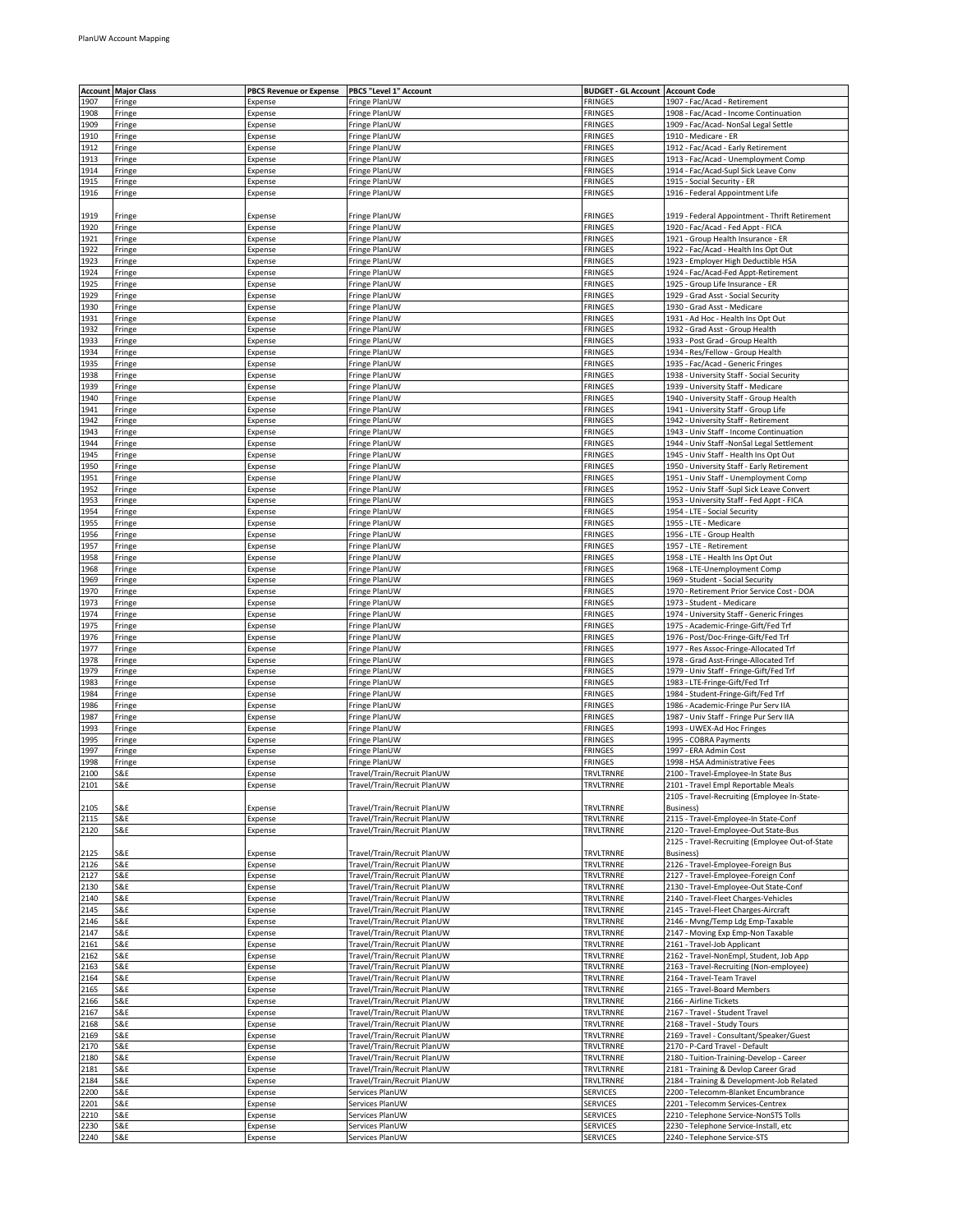| Account | Major Class | PBCS Revenue or Expense | PBCS "Level 1" Account | BUDGET - GL Account | Account Code |
|---|---|---|---|---|---|
| 1907 | Fringe | Expense | Fringe PlanUW | FRINGES | 1907 - Fac/Acad - Retirement |
| 1908 | Fringe | Expense | Fringe PlanUW | FRINGES | 1908 - Fac/Acad - Income Continuation |
| 1909 | Fringe | Expense | Fringe PlanUW | FRINGES | 1909 - Fac/Acad- NonSal Legal Settle |
| 1910 | Fringe | Expense | Fringe PlanUW | FRINGES | 1910 - Medicare - ER |
| 1912 | Fringe | Expense | Fringe PlanUW | FRINGES | 1912 - Fac/Acad - Early Retirement |
| 1913 | Fringe | Expense | Fringe PlanUW | FRINGES | 1913 - Fac/Acad - Unemployment Comp |
| 1914 | Fringe | Expense | Fringe PlanUW | FRINGES | 1914 - Fac/Acad-Supl Sick Leave Conv |
| 1915 | Fringe | Expense | Fringe PlanUW | FRINGES | 1915 - Social Security - ER |
| 1916 | Fringe | Expense | Fringe PlanUW | FRINGES | 1916 - Federal Appointment Life |
| 1919 | Fringe | Expense | Fringe PlanUW | FRINGES | 1919 - Federal Appointment - Thrift Retirement |
| 1920 | Fringe | Expense | Fringe PlanUW | FRINGES | 1920 - Fac/Acad - Fed Appt - FICA |
| 1921 | Fringe | Expense | Fringe PlanUW | FRINGES | 1921 - Group Health Insurance - ER |
| 1922 | Fringe | Expense | Fringe PlanUW | FRINGES | 1922 - Fac/Acad - Health Ins Opt Out |
| 1923 | Fringe | Expense | Fringe PlanUW | FRINGES | 1923 - Employer High Deductible HSA |
| 1924 | Fringe | Expense | Fringe PlanUW | FRINGES | 1924 - Fac/Acad-Fed Appt-Retirement |
| 1925 | Fringe | Expense | Fringe PlanUW | FRINGES | 1925 - Group Life Insurance - ER |
| 1929 | Fringe | Expense | Fringe PlanUW | FRINGES | 1929 - Grad Asst - Social Security |
| 1930 | Fringe | Expense | Fringe PlanUW | FRINGES | 1930 - Grad Asst - Medicare |
| 1931 | Fringe | Expense | Fringe PlanUW | FRINGES | 1931 - Ad Hoc - Health Ins Opt Out |
| 1932 | Fringe | Expense | Fringe PlanUW | FRINGES | 1932 - Grad Asst - Group Health |
| 1933 | Fringe | Expense | Fringe PlanUW | FRINGES | 1933 - Post Grad - Group Health |
| 1934 | Fringe | Expense | Fringe PlanUW | FRINGES | 1934 - Res/Fellow - Group Health |
| 1935 | Fringe | Expense | Fringe PlanUW | FRINGES | 1935 - Fac/Acad - Generic Fringes |
| 1938 | Fringe | Expense | Fringe PlanUW | FRINGES | 1938 - University Staff - Social Security |
| 1939 | Fringe | Expense | Fringe PlanUW | FRINGES | 1939 - University Staff - Medicare |
| 1940 | Fringe | Expense | Fringe PlanUW | FRINGES | 1940 - University Staff - Group Health |
| 1941 | Fringe | Expense | Fringe PlanUW | FRINGES | 1941 - University Staff - Group Life |
| 1942 | Fringe | Expense | Fringe PlanUW | FRINGES | 1942 - University Staff - Retirement |
| 1943 | Fringe | Expense | Fringe PlanUW | FRINGES | 1943 - Univ Staff - Income Continuation |
| 1944 | Fringe | Expense | Fringe PlanUW | FRINGES | 1944 - Univ Staff -NonSal Legal Settlement |
| 1945 | Fringe | Expense | Fringe PlanUW | FRINGES | 1945 - Univ Staff - Health Ins Opt Out |
| 1950 | Fringe | Expense | Fringe PlanUW | FRINGES | 1950 - University Staff - Early Retirement |
| 1951 | Fringe | Expense | Fringe PlanUW | FRINGES | 1951 - Univ Staff - Unemployment Comp |
| 1952 | Fringe | Expense | Fringe PlanUW | FRINGES | 1952 - Univ Staff -Supl Sick Leave Convert |
| 1953 | Fringe | Expense | Fringe PlanUW | FRINGES | 1953 - University Staff - Fed Appt - FICA |
| 1954 | Fringe | Expense | Fringe PlanUW | FRINGES | 1954 - LTE - Social Security |
| 1955 | Fringe | Expense | Fringe PlanUW | FRINGES | 1955 - LTE - Medicare |
| 1956 | Fringe | Expense | Fringe PlanUW | FRINGES | 1956 - LTE - Group Health |
| 1957 | Fringe | Expense | Fringe PlanUW | FRINGES | 1957 - LTE - Retirement |
| 1958 | Fringe | Expense | Fringe PlanUW | FRINGES | 1958 - LTE - Health Ins Opt Out |
| 1968 | Fringe | Expense | Fringe PlanUW | FRINGES | 1968 - LTE-Unemployment Comp |
| 1969 | Fringe | Expense | Fringe PlanUW | FRINGES | 1969 - Student - Social Security |
| 1970 | Fringe | Expense | Fringe PlanUW | FRINGES | 1970 - Retirement Prior Service Cost - DOA |
| 1973 | Fringe | Expense | Fringe PlanUW | FRINGES | 1973 - Student - Medicare |
| 1974 | Fringe | Expense | Fringe PlanUW | FRINGES | 1974 - University Staff - Generic Fringes |
| 1975 | Fringe | Expense | Fringe PlanUW | FRINGES | 1975 - Academic-Fringe-Gift/Fed Trf |
| 1976 | Fringe | Expense | Fringe PlanUW | FRINGES | 1976 - Post/Doc-Fringe-Gift/Fed Trf |
| 1977 | Fringe | Expense | Fringe PlanUW | FRINGES | 1977 - Res Assoc-Fringe-Allocated Trf |
| 1978 | Fringe | Expense | Fringe PlanUW | FRINGES | 1978 - Grad Asst-Fringe-Allocated Trf |
| 1979 | Fringe | Expense | Fringe PlanUW | FRINGES | 1979 - Univ Staff - Fringe-Gift/Fed Trf |
| 1983 | Fringe | Expense | Fringe PlanUW | FRINGES | 1983 - LTE-Fringe-Gift/Fed Trf |
| 1984 | Fringe | Expense | Fringe PlanUW | FRINGES | 1984 - Student-Fringe-Gift/Fed Trf |
| 1986 | Fringe | Expense | Fringe PlanUW | FRINGES | 1986 - Academic-Fringe Pur Serv IIA |
| 1987 | Fringe | Expense | Fringe PlanUW | FRINGES | 1987 - Univ Staff - Fringe Pur Serv IIA |
| 1993 | Fringe | Expense | Fringe PlanUW | FRINGES | 1993 - UWEX-Ad Hoc Fringes |
| 1995 | Fringe | Expense | Fringe PlanUW | FRINGES | 1995 - COBRA Payments |
| 1997 | Fringe | Expense | Fringe PlanUW | FRINGES | 1997 - ERA Admin Cost |
| 1998 | Fringe | Expense | Fringe PlanUW | FRINGES | 1998 - HSA Administrative Fees |
| 2100 | S&E | Expense | Travel/Train/Recruit PlanUW | TRVLTRNRE | 2100 - Travel-Employee-In State Bus |
| 2101 | S&E | Expense | Travel/Train/Recruit PlanUW | TRVLTRNRE | 2101 - Travel Empl Reportable Meals |
| 2105 | S&E | Expense | Travel/Train/Recruit PlanUW | TRVLTRNRE | 2105 - Travel-Recruiting (Employee In-State-Business) |
| 2115 | S&E | Expense | Travel/Train/Recruit PlanUW | TRVLTRNRE | 2115 - Travel-Employee-In State-Conf |
| 2120 | S&E | Expense | Travel/Train/Recruit PlanUW | TRVLTRNRE | 2120 - Travel-Employee-Out State-Bus |
| 2125 | S&E | Expense | Travel/Train/Recruit PlanUW | TRVLTRNRE | 2125 - Travel-Recruiting (Employee Out-of-State Business) |
| 2126 | S&E | Expense | Travel/Train/Recruit PlanUW | TRVLTRNRE | 2126 - Travel-Employee-Foreign Bus |
| 2127 | S&E | Expense | Travel/Train/Recruit PlanUW | TRVLTRNRE | 2127 - Travel-Employee-Foreign Conf |
| 2130 | S&E | Expense | Travel/Train/Recruit PlanUW | TRVLTRNRE | 2130 - Travel-Employee-Out State-Conf |
| 2140 | S&E | Expense | Travel/Train/Recruit PlanUW | TRVLTRNRE | 2140 - Travel-Fleet Charges-Vehicles |
| 2145 | S&E | Expense | Travel/Train/Recruit PlanUW | TRVLTRNRE | 2145 - Travel-Fleet Charges-Aircraft |
| 2146 | S&E | Expense | Travel/Train/Recruit PlanUW | TRVLTRNRE | 2146 - Mvng/Temp Ldg Emp-Taxable |
| 2147 | S&E | Expense | Travel/Train/Recruit PlanUW | TRVLTRNRE | 2147 - Moving Exp Emp-Non Taxable |
| 2161 | S&E | Expense | Travel/Train/Recruit PlanUW | TRVLTRNRE | 2161 - Travel-Job Applicant |
| 2162 | S&E | Expense | Travel/Train/Recruit PlanUW | TRVLTRNRE | 2162 - Travel-NonEmpl, Student, Job App |
| 2163 | S&E | Expense | Travel/Train/Recruit PlanUW | TRVLTRNRE | 2163 - Travel-Recruiting (Non-employee) |
| 2164 | S&E | Expense | Travel/Train/Recruit PlanUW | TRVLTRNRE | 2164 - Travel-Team Travel |
| 2165 | S&E | Expense | Travel/Train/Recruit PlanUW | TRVLTRNRE | 2165 - Travel-Board Members |
| 2166 | S&E | Expense | Travel/Train/Recruit PlanUW | TRVLTRNRE | 2166 - Airline Tickets |
| 2167 | S&E | Expense | Travel/Train/Recruit PlanUW | TRVLTRNRE | 2167 - Travel - Student Travel |
| 2168 | S&E | Expense | Travel/Train/Recruit PlanUW | TRVLTRNRE | 2168 - Travel - Study Tours |
| 2169 | S&E | Expense | Travel/Train/Recruit PlanUW | TRVLTRNRE | 2169 - Travel - Consultant/Speaker/Guest |
| 2170 | S&E | Expense | Travel/Train/Recruit PlanUW | TRVLTRNRE | 2170 - P-Card Travel - Default |
| 2180 | S&E | Expense | Travel/Train/Recruit PlanUW | TRVLTRNRE | 2180 - Tuition-Training-Develop - Career |
| 2181 | S&E | Expense | Travel/Train/Recruit PlanUW | TRVLTRNRE | 2181 - Training & Devlop Career Grad |
| 2184 | S&E | Expense | Travel/Train/Recruit PlanUW | TRVLTRNRE | 2184 - Training & Development-Job Related |
| 2200 | S&E | Expense | Services PlanUW | SERVICES | 2200 - Telecomm-Blanket Encumbrance |
| 2201 | S&E | Expense | Services PlanUW | SERVICES | 2201 - Telecomm Services-Centrex |
| 2210 | S&E | Expense | Services PlanUW | SERVICES | 2210 - Telephone Service-NonSTS Tolls |
| 2230 | S&E | Expense | Services PlanUW | SERVICES | 2230 - Telephone Service-Install, etc |
| 2240 | S&E | Expense | Services PlanUW | SERVICES | 2240 - Telephone Service-STS |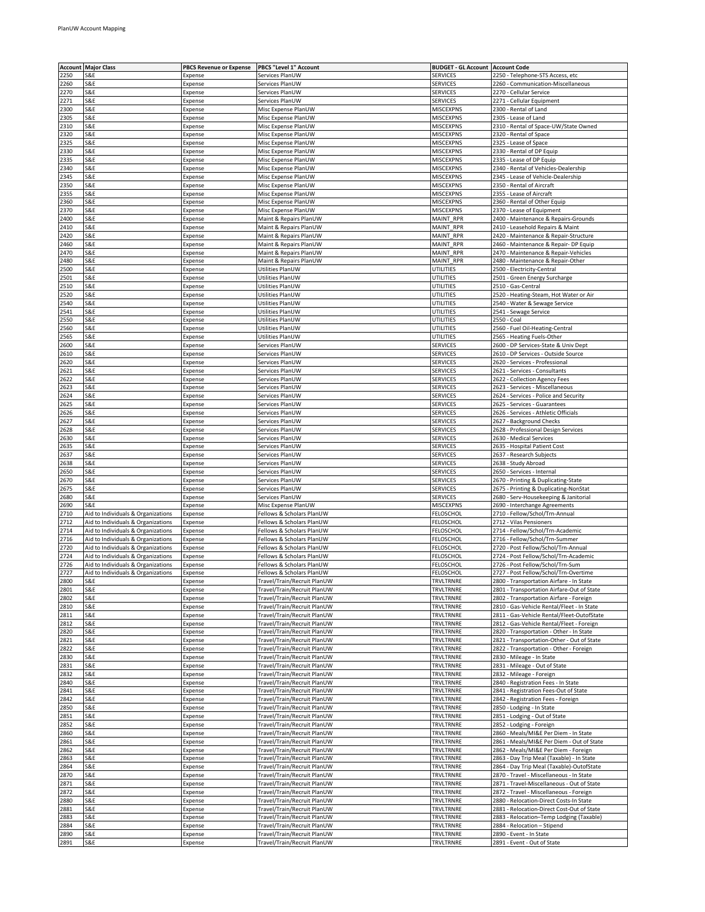| Account | Major Class | PBCS Revenue or Expense | PBCS "Level 1" Account | BUDGET - GL Account | Account Code |
|---|---|---|---|---|---|
| 2250 | S&E | Expense | Services PlanUW | SERVICES | 2250 - Telephone-STS Access, etc |
| 2260 | S&E | Expense | Services PlanUW | SERVICES | 2260 - Communication-Miscellaneous |
| 2270 | S&E | Expense | Services PlanUW | SERVICES | 2270 - Cellular Service |
| 2271 | S&E | Expense | Services PlanUW | SERVICES | 2271 - Cellular Equipment |
| 2300 | S&E | Expense | Misc Expense PlanUW | MISCEXPNS | 2300 - Rental of Land |
| 2305 | S&E | Expense | Misc Expense PlanUW | MISCEXPNS | 2305 - Lease of Land |
| 2310 | S&E | Expense | Misc Expense PlanUW | MISCEXPNS | 2310 - Rental of Space-UW/State Owned |
| 2320 | S&E | Expense | Misc Expense PlanUW | MISCEXPNS | 2320 - Rental of Space |
| 2325 | S&E | Expense | Misc Expense PlanUW | MISCEXPNS | 2325 - Lease of Space |
| 2330 | S&E | Expense | Misc Expense PlanUW | MISCEXPNS | 2330 - Rental of DP Equip |
| 2335 | S&E | Expense | Misc Expense PlanUW | MISCEXPNS | 2335 - Lease of DP Equip |
| 2340 | S&E | Expense | Misc Expense PlanUW | MISCEXPNS | 2340 - Rental of Vehicles-Dealership |
| 2345 | S&E | Expense | Misc Expense PlanUW | MISCEXPNS | 2345 - Lease of Vehicle-Dealership |
| 2350 | S&E | Expense | Misc Expense PlanUW | MISCEXPNS | 2350 - Rental of Aircraft |
| 2355 | S&E | Expense | Misc Expense PlanUW | MISCEXPNS | 2355 - Lease of Aircraft |
| 2360 | S&E | Expense | Misc Expense PlanUW | MISCEXPNS | 2360 - Rental of Other Equip |
| 2370 | S&E | Expense | Misc Expense PlanUW | MISCEXPNS | 2370 - Lease of Equipment |
| 2400 | S&E | Expense | Maint & Repairs PlanUW | MAINT_RPR | 2400 - Maintenance & Repairs-Grounds |
| 2410 | S&E | Expense | Maint & Repairs PlanUW | MAINT_RPR | 2410 - Leasehold Repairs & Maint |
| 2420 | S&E | Expense | Maint & Repairs PlanUW | MAINT_RPR | 2420 - Maintenance & Repair-Structure |
| 2460 | S&E | Expense | Maint & Repairs PlanUW | MAINT_RPR | 2460 - Maintenance & Repair- DP Equip |
| 2470 | S&E | Expense | Maint & Repairs PlanUW | MAINT_RPR | 2470 - Maintenance & Repair-Vehicles |
| 2480 | S&E | Expense | Maint & Repairs PlanUW | MAINT_RPR | 2480 - Maintenance & Repair-Other |
| 2500 | S&E | Expense | Utilities PlanUW | UTILITIES | 2500 - Electricity-Central |
| 2501 | S&E | Expense | Utilities PlanUW | UTILITIES | 2501 - Green Energy Surcharge |
| 2510 | S&E | Expense | Utilities PlanUW | UTILITIES | 2510 - Gas-Central |
| 2520 | S&E | Expense | Utilities PlanUW | UTILITIES | 2520 - Heating-Steam, Hot Water or Air |
| 2540 | S&E | Expense | Utilities PlanUW | UTILITIES | 2540 - Water & Sewage Service |
| 2541 | S&E | Expense | Utilities PlanUW | UTILITIES | 2541 - Sewage Service |
| 2550 | S&E | Expense | Utilities PlanUW | UTILITIES | 2550 - Coal |
| 2560 | S&E | Expense | Utilities PlanUW | UTILITIES | 2560 - Fuel Oil-Heating-Central |
| 2565 | S&E | Expense | Utilities PlanUW | UTILITIES | 2565 - Heating Fuels-Other |
| 2600 | S&E | Expense | Services PlanUW | SERVICES | 2600 - DP Services-State & Univ Dept |
| 2610 | S&E | Expense | Services PlanUW | SERVICES | 2610 - DP Services - Outside Source |
| 2620 | S&E | Expense | Services PlanUW | SERVICES | 2620 - Services - Professional |
| 2621 | S&E | Expense | Services PlanUW | SERVICES | 2621 - Services - Consultants |
| 2622 | S&E | Expense | Services PlanUW | SERVICES | 2622 - Collection Agency Fees |
| 2623 | S&E | Expense | Services PlanUW | SERVICES | 2623 - Services - Miscellaneous |
| 2624 | S&E | Expense | Services PlanUW | SERVICES | 2624 - Services - Police and Security |
| 2625 | S&E | Expense | Services PlanUW | SERVICES | 2625 - Services - Guarantees |
| 2626 | S&E | Expense | Services PlanUW | SERVICES | 2626 - Services - Athletic Officials |
| 2627 | S&E | Expense | Services PlanUW | SERVICES | 2627 - Background Checks |
| 2628 | S&E | Expense | Services PlanUW | SERVICES | 2628 - Professional Design Services |
| 2630 | S&E | Expense | Services PlanUW | SERVICES | 2630 - Medical Services |
| 2635 | S&E | Expense | Services PlanUW | SERVICES | 2635 - Hospital Patient Cost |
| 2637 | S&E | Expense | Services PlanUW | SERVICES | 2637 - Research Subjects |
| 2638 | S&E | Expense | Services PlanUW | SERVICES | 2638 - Study Abroad |
| 2650 | S&E | Expense | Services PlanUW | SERVICES | 2650 - Services - Internal |
| 2670 | S&E | Expense | Services PlanUW | SERVICES | 2670 - Printing & Duplicating-State |
| 2675 | S&E | Expense | Services PlanUW | SERVICES | 2675 - Printing & Duplicating-NonStat |
| 2680 | S&E | Expense | Services PlanUW | SERVICES | 2680 - Serv-Housekeeping & Janitorial |
| 2690 | S&E | Expense | Misc Expense PlanUW | MISCEXPNS | 2690 - Interchange Agreements |
| 2710 | Aid to Individuals & Organizations | Expense | Fellows & Scholars PlanUW | FELOSCHOL | 2710 - Fellow/Schol/Trn-Annual |
| 2712 | Aid to Individuals & Organizations | Expense | Fellows & Scholars PlanUW | FELOSCHOL | 2712 - Vilas Pensioners |
| 2714 | Aid to Individuals & Organizations | Expense | Fellows & Scholars PlanUW | FELOSCHOL | 2714 - Fellow/Schol/Trn-Academic |
| 2716 | Aid to Individuals & Organizations | Expense | Fellows & Scholars PlanUW | FELOSCHOL | 2716 - Fellow/Schol/Trn-Summer |
| 2720 | Aid to Individuals & Organizations | Expense | Fellows & Scholars PlanUW | FELOSCHOL | 2720 - Post Fellow/Schol/Trn-Annual |
| 2724 | Aid to Individuals & Organizations | Expense | Fellows & Scholars PlanUW | FELOSCHOL | 2724 - Post Fellow/Schol/Trn-Academic |
| 2726 | Aid to Individuals & Organizations | Expense | Fellows & Scholars PlanUW | FELOSCHOL | 2726 - Post Fellow/Schol/Trn-Sum |
| 2727 | Aid to Individuals & Organizations | Expense | Fellows & Scholars PlanUW | FELOSCHOL | 2727 - Post Fellow/Schol/Trn-Overtime |
| 2800 | S&E | Expense | Travel/Train/Recruit PlanUW | TRVLTRNRE | 2800 - Transportation Airfare - In State |
| 2801 | S&E | Expense | Travel/Train/Recruit PlanUW | TRVLTRNRE | 2801 - Transportation Airfare-Out of State |
| 2802 | S&E | Expense | Travel/Train/Recruit PlanUW | TRVLTRNRE | 2802 - Transportation Airfare - Foreign |
| 2810 | S&E | Expense | Travel/Train/Recruit PlanUW | TRVLTRNRE | 2810 - Gas-Vehicle Rental/Fleet - In State |
| 2811 | S&E | Expense | Travel/Train/Recruit PlanUW | TRVLTRNRE | 2811 - Gas-Vehicle Rental/Fleet-OutofState |
| 2812 | S&E | Expense | Travel/Train/Recruit PlanUW | TRVLTRNRE | 2812 - Gas-Vehicle Rental/Fleet - Foreign |
| 2820 | S&E | Expense | Travel/Train/Recruit PlanUW | TRVLTRNRE | 2820 - Transportation - Other - In State |
| 2821 | S&E | Expense | Travel/Train/Recruit PlanUW | TRVLTRNRE | 2821 - Transportation-Other - Out of State |
| 2822 | S&E | Expense | Travel/Train/Recruit PlanUW | TRVLTRNRE | 2822 - Transportation - Other - Foreign |
| 2830 | S&E | Expense | Travel/Train/Recruit PlanUW | TRVLTRNRE | 2830 - Mileage - In State |
| 2831 | S&E | Expense | Travel/Train/Recruit PlanUW | TRVLTRNRE | 2831 - Mileage - Out of State |
| 2832 | S&E | Expense | Travel/Train/Recruit PlanUW | TRVLTRNRE | 2832 - Mileage - Foreign |
| 2840 | S&E | Expense | Travel/Train/Recruit PlanUW | TRVLTRNRE | 2840 - Registration Fees - In State |
| 2841 | S&E | Expense | Travel/Train/Recruit PlanUW | TRVLTRNRE | 2841 - Registration Fees-Out of State |
| 2842 | S&E | Expense | Travel/Train/Recruit PlanUW | TRVLTRNRE | 2842 - Registration Fees - Foreign |
| 2850 | S&E | Expense | Travel/Train/Recruit PlanUW | TRVLTRNRE | 2850 - Lodging - In State |
| 2851 | S&E | Expense | Travel/Train/Recruit PlanUW | TRVLTRNRE | 2851 - Lodging - Out of State |
| 2852 | S&E | Expense | Travel/Train/Recruit PlanUW | TRVLTRNRE | 2852 - Lodging - Foreign |
| 2860 | S&E | Expense | Travel/Train/Recruit PlanUW | TRVLTRNRE | 2860 - Meals/MI&E Per Diem - In State |
| 2861 | S&E | Expense | Travel/Train/Recruit PlanUW | TRVLTRNRE | 2861 - Meals/MI&E Per Diem - Out of State |
| 2862 | S&E | Expense | Travel/Train/Recruit PlanUW | TRVLTRNRE | 2862 - Meals/MI&E Per Diem - Foreign |
| 2863 | S&E | Expense | Travel/Train/Recruit PlanUW | TRVLTRNRE | 2863 - Day Trip Meal (Taxable) - In State |
| 2864 | S&E | Expense | Travel/Train/Recruit PlanUW | TRVLTRNRE | 2864 - Day Trip Meal (Taxable)-OutofState |
| 2870 | S&E | Expense | Travel/Train/Recruit PlanUW | TRVLTRNRE | 2870 - Travel - Miscellaneous - In State |
| 2871 | S&E | Expense | Travel/Train/Recruit PlanUW | TRVLTRNRE | 2871 - Travel-Miscellaneous - Out of State |
| 2872 | S&E | Expense | Travel/Train/Recruit PlanUW | TRVLTRNRE | 2872 - Travel - Miscellaneous - Foreign |
| 2880 | S&E | Expense | Travel/Train/Recruit PlanUW | TRVLTRNRE | 2880 - Relocation-Direct Costs-In State |
| 2881 | S&E | Expense | Travel/Train/Recruit PlanUW | TRVLTRNRE | 2881 - Relocation-Direct Cost-Out of State |
| 2883 | S&E | Expense | Travel/Train/Recruit PlanUW | TRVLTRNRE | 2883 - Relocation–Temp Lodging (Taxable) |
| 2884 | S&E | Expense | Travel/Train/Recruit PlanUW | TRVLTRNRE | 2884 - Relocation – Stipend |
| 2890 | S&E | Expense | Travel/Train/Recruit PlanUW | TRVLTRNRE | 2890 - Event - In State |
| 2891 | S&E | Expense | Travel/Train/Recruit PlanUW | TRVLTRNRE | 2891 - Event - Out of State |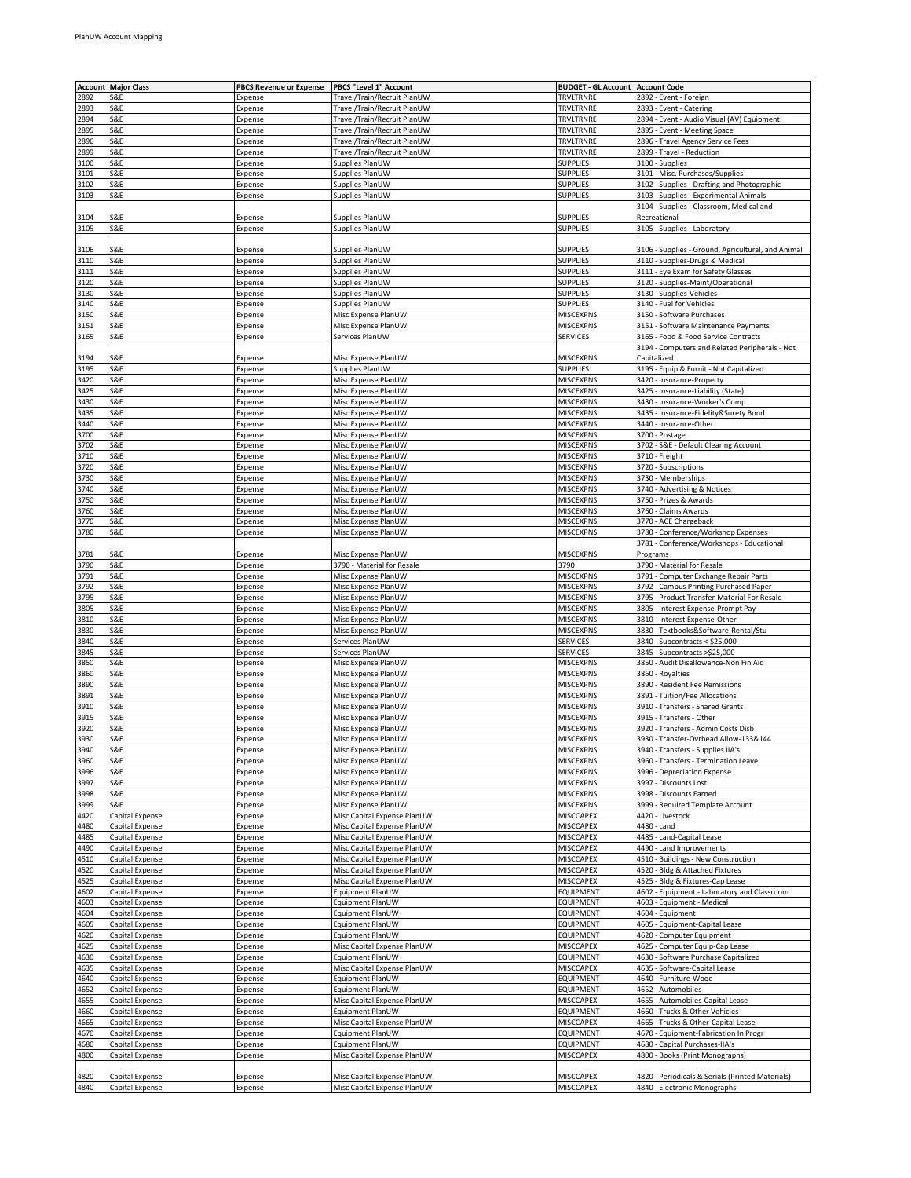| Account | Major Class | PBCS Revenue or Expense | PBCS "Level 1" Account | BUDGET - GL Account | Account Code |
|---|---|---|---|---|---|
| 2892 | S&E | Expense | Travel/Train/Recruit PlanUW | TRVLTRNRE | 2892 - Event - Foreign |
| 2893 | S&E | Expense | Travel/Train/Recruit PlanUW | TRVLTRNRE | 2893 - Event - Catering |
| 2894 | S&E | Expense | Travel/Train/Recruit PlanUW | TRVLTRNRE | 2894 - Event - Audio Visual (AV) Equipment |
| 2895 | S&E | Expense | Travel/Train/Recruit PlanUW | TRVLTRNRE | 2895 - Event - Meeting Space |
| 2896 | S&E | Expense | Travel/Train/Recruit PlanUW | TRVLTRNRE | 2896 - Travel Agency Service Fees |
| 2899 | S&E | Expense | Travel/Train/Recruit PlanUW | TRVLTRNRE | 2899 - Travel - Reduction |
| 3100 | S&E | Expense | Supplies PlanUW | SUPPLIES | 3100 - Supplies |
| 3101 | S&E | Expense | Supplies PlanUW | SUPPLIES | 3101 - Misc. Purchases/Supplies |
| 3102 | S&E | Expense | Supplies PlanUW | SUPPLIES | 3102 - Supplies - Drafting and Photographic |
| 3103 | S&E | Expense | Supplies PlanUW | SUPPLIES | 3103 - Supplies - Experimental Animals |
| 3104 | S&E | Expense | Supplies PlanUW | SUPPLIES | 3104 - Supplies - Classroom, Medical and Recreational |
| 3105 | S&E | Expense | Supplies PlanUW | SUPPLIES | 3105 - Supplies - Laboratory |
| 3106 | S&E | Expense | Supplies PlanUW | SUPPLIES | 3106 - Supplies - Ground, Agricultural, and Animal |
| 3110 | S&E | Expense | Supplies PlanUW | SUPPLIES | 3110 - Supplies-Drugs & Medical |
| 3111 | S&E | Expense | Supplies PlanUW | SUPPLIES | 3111 - Eye Exam for Safety Glasses |
| 3120 | S&E | Expense | Supplies PlanUW | SUPPLIES | 3120 - Supplies-Maint/Operational |
| 3130 | S&E | Expense | Supplies PlanUW | SUPPLIES | 3130 - Supplies-Vehicles |
| 3140 | S&E | Expense | Supplies PlanUW | SUPPLIES | 3140 - Fuel for Vehicles |
| 3150 | S&E | Expense | Misc Expense PlanUW | MISCEXPNS | 3150 - Software Purchases |
| 3151 | S&E | Expense | Misc Expense PlanUW | MISCEXPNS | 3151 - Software Maintenance Payments |
| 3165 | S&E | Expense | Services PlanUW | SERVICES | 3165 - Food & Food Service Contracts |
| 3194 | S&E | Expense | Misc Expense PlanUW | MISCEXPNS | 3194 - Computers and Related Peripherals - Not Capitalized |
| 3195 | S&E | Expense | Supplies PlanUW | SUPPLIES | 3195 - Equip & Furnit - Not Capitalized |
| 3420 | S&E | Expense | Misc Expense PlanUW | MISCEXPNS | 3420 - Insurance-Property |
| 3425 | S&E | Expense | Misc Expense PlanUW | MISCEXPNS | 3425 - Insurance-Liability (State) |
| 3430 | S&E | Expense | Misc Expense PlanUW | MISCEXPNS | 3430 - Insurance-Worker's Comp |
| 3435 | S&E | Expense | Misc Expense PlanUW | MISCEXPNS | 3435 - Insurance-Fidelity&Surety Bond |
| 3440 | S&E | Expense | Misc Expense PlanUW | MISCEXPNS | 3440 - Insurance-Other |
| 3700 | S&E | Expense | Misc Expense PlanUW | MISCEXPNS | 3700 - Postage |
| 3702 | S&E | Expense | Misc Expense PlanUW | MISCEXPNS | 3702 - S&E - Default Clearing Account |
| 3710 | S&E | Expense | Misc Expense PlanUW | MISCEXPNS | 3710 - Freight |
| 3720 | S&E | Expense | Misc Expense PlanUW | MISCEXPNS | 3720 - Subscriptions |
| 3730 | S&E | Expense | Misc Expense PlanUW | MISCEXPNS | 3730 - Memberships |
| 3740 | S&E | Expense | Misc Expense PlanUW | MISCEXPNS | 3740 - Advertising & Notices |
| 3750 | S&E | Expense | Misc Expense PlanUW | MISCEXPNS | 3750 - Prizes & Awards |
| 3760 | S&E | Expense | Misc Expense PlanUW | MISCEXPNS | 3760 - Claims Awards |
| 3770 | S&E | Expense | Misc Expense PlanUW | MISCEXPNS | 3770 - ACE Chargeback |
| 3780 | S&E | Expense | Misc Expense PlanUW | MISCEXPNS | 3780 - Conference/Workshop Expenses |
| 3781 | S&E | Expense | Misc Expense PlanUW | MISCEXPNS | 3781 - Conference/Workshops - Educational Programs |
| 3790 | S&E | Expense | 3790 - Material for Resale | 3790 | 3790 - Material for Resale |
| 3791 | S&E | Expense | Misc Expense PlanUW | MISCEXPNS | 3791 - Computer Exchange Repair Parts |
| 3792 | S&E | Expense | Misc Expense PlanUW | MISCEXPNS | 3792 - Campus Printing Purchased Paper |
| 3795 | S&E | Expense | Misc Expense PlanUW | MISCEXPNS | 3795 - Product Transfer-Material For Resale |
| 3805 | S&E | Expense | Misc Expense PlanUW | MISCEXPNS | 3805 - Interest Expense-Prompt Pay |
| 3810 | S&E | Expense | Misc Expense PlanUW | MISCEXPNS | 3810 - Interest Expense-Other |
| 3830 | S&E | Expense | Misc Expense PlanUW | MISCEXPNS | 3830 - Textbooks&Software-Rental/Stu |
| 3840 | S&E | Expense | Services PlanUW | SERVICES | 3840 - Subcontracts < $25,000 |
| 3845 | S&E | Expense | Services PlanUW | SERVICES | 3845 - Subcontracts >$25,000 |
| 3850 | S&E | Expense | Misc Expense PlanUW | MISCEXPNS | 3850 - Audit Disallowance-Non Fin Aid |
| 3860 | S&E | Expense | Misc Expense PlanUW | MISCEXPNS | 3860 - Royalties |
| 3890 | S&E | Expense | Misc Expense PlanUW | MISCEXPNS | 3890 - Resident Fee Remissions |
| 3891 | S&E | Expense | Misc Expense PlanUW | MISCEXPNS | 3891 - Tuition/Fee Allocations |
| 3910 | S&E | Expense | Misc Expense PlanUW | MISCEXPNS | 3910 - Transfers - Shared Grants |
| 3915 | S&E | Expense | Misc Expense PlanUW | MISCEXPNS | 3915 - Transfers - Other |
| 3920 | S&E | Expense | Misc Expense PlanUW | MISCEXPNS | 3920 - Transfers - Admin Costs Disb |
| 3930 | S&E | Expense | Misc Expense PlanUW | MISCEXPNS | 3930 - Transfer-Ovrhead Allow-133&144 |
| 3940 | S&E | Expense | Misc Expense PlanUW | MISCEXPNS | 3940 - Transfers - Supplies IIA's |
| 3960 | S&E | Expense | Misc Expense PlanUW | MISCEXPNS | 3960 - Transfers - Termination Leave |
| 3996 | S&E | Expense | Misc Expense PlanUW | MISCEXPNS | 3996 - Depreciation Expense |
| 3997 | S&E | Expense | Misc Expense PlanUW | MISCEXPNS | 3997 - Discounts Lost |
| 3998 | S&E | Expense | Misc Expense PlanUW | MISCEXPNS | 3998 - Discounts Earned |
| 3999 | S&E | Expense | Misc Expense PlanUW | MISCEXPNS | 3999 - Required Template Account |
| 4420 | Capital Expense | Expense | Misc Capital Expense PlanUW | MISCCAPEX | 4420 - Livestock |
| 4480 | Capital Expense | Expense | Misc Capital Expense PlanUW | MISCCAPEX | 4480 - Land |
| 4485 | Capital Expense | Expense | Misc Capital Expense PlanUW | MISCCAPEX | 4485 - Land-Capital Lease |
| 4490 | Capital Expense | Expense | Misc Capital Expense PlanUW | MISCCAPEX | 4490 - Land Improvements |
| 4510 | Capital Expense | Expense | Misc Capital Expense PlanUW | MISCCAPEX | 4510 - Buildings - New Construction |
| 4520 | Capital Expense | Expense | Misc Capital Expense PlanUW | MISCCAPEX | 4520 - Bldg & Attached Fixtures |
| 4525 | Capital Expense | Expense | Misc Capital Expense PlanUW | MISCCAPEX | 4525 - Bldg & Fixtures-Cap Lease |
| 4602 | Capital Expense | Expense | Equipment PlanUW | EQUIPMENT | 4602 - Equipment - Laboratory and Classroom |
| 4603 | Capital Expense | Expense | Equipment PlanUW | EQUIPMENT | 4603 - Equipment - Medical |
| 4604 | Capital Expense | Expense | Equipment PlanUW | EQUIPMENT | 4604 - Equipment |
| 4605 | Capital Expense | Expense | Equipment PlanUW | EQUIPMENT | 4605 - Equipment-Capital Lease |
| 4620 | Capital Expense | Expense | Equipment PlanUW | EQUIPMENT | 4620 - Computer Equipment |
| 4625 | Capital Expense | Expense | Misc Capital Expense PlanUW | MISCCAPEX | 4625 - Computer Equip-Cap Lease |
| 4630 | Capital Expense | Expense | Equipment PlanUW | EQUIPMENT | 4630 - Software Purchase Capitalized |
| 4635 | Capital Expense | Expense | Misc Capital Expense PlanUW | MISCCAPEX | 4635 - Software-Capital Lease |
| 4640 | Capital Expense | Expense | Equipment PlanUW | EQUIPMENT | 4640 - Furniture-Wood |
| 4652 | Capital Expense | Expense | Equipment PlanUW | EQUIPMENT | 4652 - Automobiles |
| 4655 | Capital Expense | Expense | Misc Capital Expense PlanUW | MISCCAPEX | 4655 - Automobiles-Capital Lease |
| 4660 | Capital Expense | Expense | Equipment PlanUW | EQUIPMENT | 4660 - Trucks & Other Vehicles |
| 4665 | Capital Expense | Expense | Misc Capital Expense PlanUW | MISCCAPEX | 4665 - Trucks & Other-Capital Lease |
| 4670 | Capital Expense | Expense | Equipment PlanUW | EQUIPMENT | 4670 - Equipment-Fabrication In Progr |
| 4680 | Capital Expense | Expense | Equipment PlanUW | EQUIPMENT | 4680 - Capital Purchases-IIA's |
| 4800 | Capital Expense | Expense | Misc Capital Expense PlanUW | MISCCAPEX | 4800 - Books (Print Monographs) |
| 4820 | Capital Expense | Expense | Misc Capital Expense PlanUW | MISCCAPEX | 4820 - Periodicals & Serials (Printed Materials) |
| 4840 | Capital Expense | Expense | Misc Capital Expense PlanUW | MISCCAPEX | 4840 - Electronic Monographs |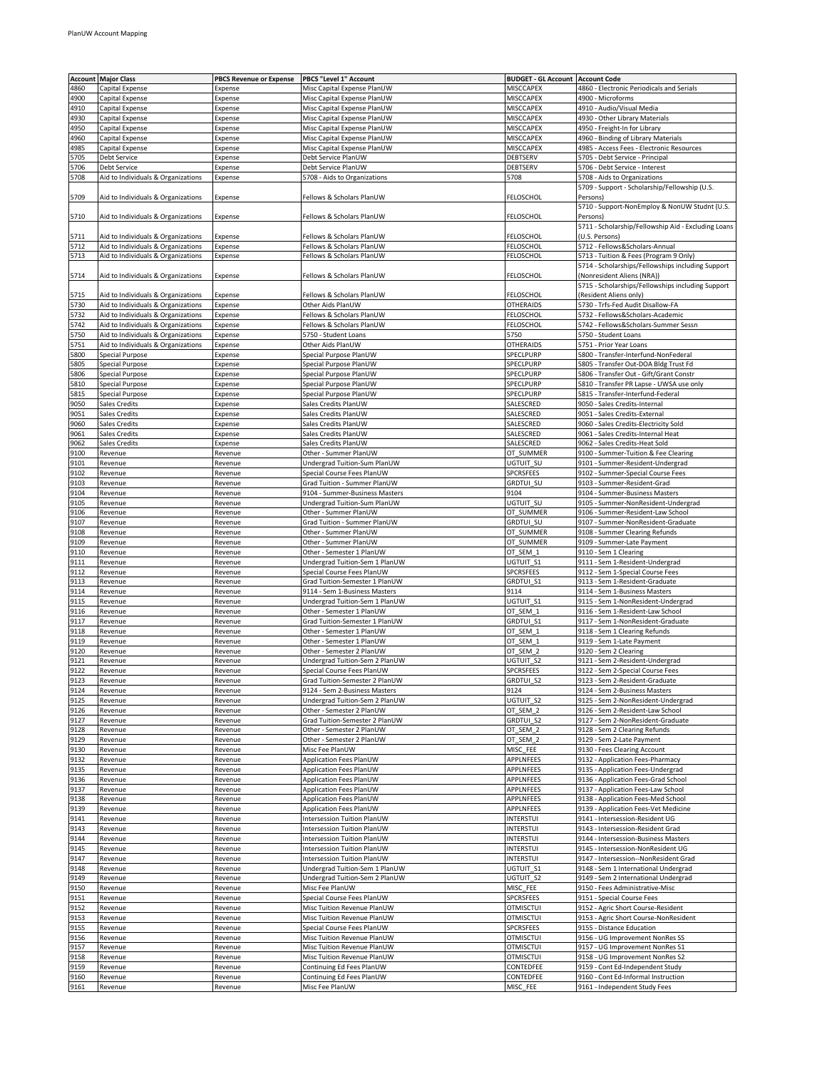| Account | Major Class | PBCS Revenue or Expense | PBCS "Level 1" Account | BUDGET - GL Account | Account Code |
|---|---|---|---|---|---|
| 4860 | Capital Expense | Expense | Misc Capital Expense PlanUW | MISCCAPEX | 4860 - Electronic Periodicals and Serials |
| 4900 | Capital Expense | Expense | Misc Capital Expense PlanUW | MISCCAPEX | 4900 - Microforms |
| 4910 | Capital Expense | Expense | Misc Capital Expense PlanUW | MISCCAPEX | 4910 - Audio/Visual Media |
| 4930 | Capital Expense | Expense | Misc Capital Expense PlanUW | MISCCAPEX | 4930 - Other Library Materials |
| 4950 | Capital Expense | Expense | Misc Capital Expense PlanUW | MISCCAPEX | 4950 - Freight-In for Library |
| 4960 | Capital Expense | Expense | Misc Capital Expense PlanUW | MISCCAPEX | 4960 - Binding of Library Materials |
| 4985 | Capital Expense | Expense | Misc Capital Expense PlanUW | MISCCAPEX | 4985 - Access Fees - Electronic Resources |
| 5705 | Debt Service | Expense | Debt Service PlanUW | DEBTSERV | 5705 - Debt Service - Principal |
| 5706 | Debt Service | Expense | Debt Service PlanUW | DEBTSERV | 5706 - Debt Service - Interest |
| 5708 | Aid to Individuals & Organizations | Expense | 5708 - Aids to Organizations | 5708 | 5708 - Aids to Organizations |
| 5709 | Aid to Individuals & Organizations | Expense | Fellows & Scholars PlanUW | FELOSCHOL | 5709 - Support - Scholarship/Fellowship (U.S. Persons) |
| 5710 | Aid to Individuals & Organizations | Expense | Fellows & Scholars PlanUW | FELOSCHOL | 5710 - Support-NonEmploy & NonUW Studnt (U.S. Persons) |
| 5711 | Aid to Individuals & Organizations | Expense | Fellows & Scholars PlanUW | FELOSCHOL | 5711 - Scholarship/Fellowship Aid - Excluding Loans (U.S. Persons) |
| 5712 | Aid to Individuals & Organizations | Expense | Fellows & Scholars PlanUW | FELOSCHOL | 5712 - Fellows&Scholars-Annual |
| 5713 | Aid to Individuals & Organizations | Expense | Fellows & Scholars PlanUW | FELOSCHOL | 5713 - Tuition & Fees (Program 9 Only) |
| 5714 | Aid to Individuals & Organizations | Expense | Fellows & Scholars PlanUW | FELOSCHOL | 5714 - Scholarships/Fellowships including Support (Nonresident Aliens (NRA)) |
| 5715 | Aid to Individuals & Organizations | Expense | Fellows & Scholars PlanUW | FELOSCHOL | 5715 - Scholarships/Fellowships including Support (Resident Aliens only) |
| 5730 | Aid to Individuals & Organizations | Expense | Other Aids PlanUW | OTHERAIDS | 5730 - Trfs-Fed Audit Disallow-FA |
| 5732 | Aid to Individuals & Organizations | Expense | Fellows & Scholars PlanUW | FELOSCHOL | 5732 - Fellows&Scholars-Academic |
| 5742 | Aid to Individuals & Organizations | Expense | Fellows & Scholars PlanUW | FELOSCHOL | 5742 - Fellows&Scholars-Summer Sessn |
| 5750 | Aid to Individuals & Organizations | Expense | 5750 - Student Loans | 5750 | 5750 - Student Loans |
| 5751 | Aid to Individuals & Organizations | Expense | Other Aids PlanUW | OTHERAIDS | 5751 - Prior Year Loans |
| 5800 | Special Purpose | Expense | Special Purpose PlanUW | SPECLPURP | 5800 - Transfer-Interfund-NonFederal |
| 5805 | Special Purpose | Expense | Special Purpose PlanUW | SPECLPURP | 5805 - Transfer Out-DOA Bldg Trust Fd |
| 5806 | Special Purpose | Expense | Special Purpose PlanUW | SPECLPURP | 5806 - Transfer Out - Gift/Grant Constr |
| 5810 | Special Purpose | Expense | Special Purpose PlanUW | SPECLPURP | 5810 - Transfer PR Lapse - UWSA use only |
| 5815 | Special Purpose | Expense | Special Purpose PlanUW | SPECLPURP | 5815 - Transfer-Interfund-Federal |
| 9050 | Sales Credits | Expense | Sales Credits PlanUW | SALESCRED | 9050 - Sales Credits-Internal |
| 9051 | Sales Credits | Expense | Sales Credits PlanUW | SALESCRED | 9051 - Sales Credits-External |
| 9060 | Sales Credits | Expense | Sales Credits PlanUW | SALESCRED | 9060 - Sales Credits-Electricity Sold |
| 9061 | Sales Credits | Expense | Sales Credits PlanUW | SALESCRED | 9061 - Sales Credits-Internal Heat |
| 9062 | Sales Credits | Expense | Sales Credits PlanUW | SALESCRED | 9062 - Sales Credits-Heat Sold |
| 9100 | Revenue | Revenue | Other - Summer PlanUW | OT_SUMMER | 9100 - Summer-Tuition & Fee Clearing |
| 9101 | Revenue | Revenue | Undergrad Tuition-Sum PlanUW | UGTUIT_SU | 9101 - Summer-Resident-Undergrad |
| 9102 | Revenue | Revenue | Special Course Fees PlanUW | SPCRSFEES | 9102 - Summer-Special Course Fees |
| 9103 | Revenue | Revenue | Grad Tuition - Summer PlanUW | GRDTUI_SU | 9103 - Summer-Resident-Grad |
| 9104 | Revenue | Revenue | 9104 - Summer-Business Masters | 9104 | 9104 - Summer-Business Masters |
| 9105 | Revenue | Revenue | Undergrad Tuition-Sum PlanUW | UGTUIT_SU | 9105 - Summer-NonResident-Undergrad |
| 9106 | Revenue | Revenue | Other - Summer PlanUW | OT_SUMMER | 9106 - Summer-Resident-Law School |
| 9107 | Revenue | Revenue | Grad Tuition - Summer PlanUW | GRDTUI_SU | 9107 - Summer-NonResident-Graduate |
| 9108 | Revenue | Revenue | Other - Summer PlanUW | OT_SUMMER | 9108 - Summer Clearing Refunds |
| 9109 | Revenue | Revenue | Other - Summer PlanUW | OT_SUMMER | 9109 - Summer-Late Payment |
| 9110 | Revenue | Revenue | Other - Semester 1 PlanUW | OT_SEM_1 | 9110 - Sem 1 Clearing |
| 9111 | Revenue | Revenue | Undergrad Tuition-Sem 1 PlanUW | UGTUIT_S1 | 9111 - Sem 1-Resident-Undergrad |
| 9112 | Revenue | Revenue | Special Course Fees PlanUW | SPCRSFEES | 9112 - Sem 1-Special Course Fees |
| 9113 | Revenue | Revenue | Grad Tuition-Semester 1 PlanUW | GRDTUI_S1 | 9113 - Sem 1-Resident-Graduate |
| 9114 | Revenue | Revenue | 9114 - Sem 1-Business Masters | 9114 | 9114 - Sem 1-Business Masters |
| 9115 | Revenue | Revenue | Undergrad Tuition-Sem 1 PlanUW | UGTUIT_S1 | 9115 - Sem 1-NonResident-Undergrad |
| 9116 | Revenue | Revenue | Other - Semester 1 PlanUW | OT_SEM_1 | 9116 - Sem 1-Resident-Law School |
| 9117 | Revenue | Revenue | Grad Tuition-Semester 1 PlanUW | GRDTUI_S1 | 9117 - Sem 1-NonResident-Graduate |
| 9118 | Revenue | Revenue | Other - Semester 1 PlanUW | OT_SEM_1 | 9118 - Sem 1 Clearing Refunds |
| 9119 | Revenue | Revenue | Other - Semester 1 PlanUW | OT_SEM_1 | 9119 - Sem 1-Late Payment |
| 9120 | Revenue | Revenue | Other - Semester 2 PlanUW | OT_SEM_2 | 9120 - Sem 2 Clearing |
| 9121 | Revenue | Revenue | Undergrad Tuition-Sem 2 PlanUW | UGTUIT_S2 | 9121 - Sem 2-Resident-Undergrad |
| 9122 | Revenue | Revenue | Special Course Fees PlanUW | SPCRSFEES | 9122 - Sem 2-Special Course Fees |
| 9123 | Revenue | Revenue | Grad Tuition-Semester 2 PlanUW | GRDTUI_S2 | 9123 - Sem 2-Resident-Graduate |
| 9124 | Revenue | Revenue | 9124 - Sem 2-Business Masters | 9124 | 9124 - Sem 2-Business Masters |
| 9125 | Revenue | Revenue | Undergrad Tuition-Sem 2 PlanUW | UGTUIT_S2 | 9125 - Sem 2-NonResident-Undergrad |
| 9126 | Revenue | Revenue | Other - Semester 2 PlanUW | OT_SEM_2 | 9126 - Sem 2-Resident-Law School |
| 9127 | Revenue | Revenue | Grad Tuition-Semester 2 PlanUW | GRDTUI_S2 | 9127 - Sem 2-NonResident-Graduate |
| 9128 | Revenue | Revenue | Other - Semester 2 PlanUW | OT_SEM_2 | 9128 - Sem 2 Clearing Refunds |
| 9129 | Revenue | Revenue | Other - Semester 2 PlanUW | OT_SEM_2 | 9129 - Sem 2-Late Payment |
| 9130 | Revenue | Revenue | Misc Fee PlanUW | MISC_FEE | 9130 - Fees Clearing Account |
| 9132 | Revenue | Revenue | Application Fees PlanUW | APPLNFEES | 9132 - Application Fees-Pharmacy |
| 9135 | Revenue | Revenue | Application Fees PlanUW | APPLNFEES | 9135 - Application Fees-Undergrad |
| 9136 | Revenue | Revenue | Application Fees PlanUW | APPLNFEES | 9136 - Application Fees-Grad School |
| 9137 | Revenue | Revenue | Application Fees PlanUW | APPLNFEES | 9137 - Application Fees-Law School |
| 9138 | Revenue | Revenue | Application Fees PlanUW | APPLNFEES | 9138 - Application Fees-Med School |
| 9139 | Revenue | Revenue | Application Fees PlanUW | APPLNFEES | 9139 - Application Fees-Vet Medicine |
| 9141 | Revenue | Revenue | Intersession Tuition PlanUW | INTERSTUI | 9141 - Intersession-Resident UG |
| 9143 | Revenue | Revenue | Intersession Tuition PlanUW | INTERSTUI | 9143 - Intersession-Resident Grad |
| 9144 | Revenue | Revenue | Intersession Tuition PlanUW | INTERSTUI | 9144 - Intersession-Business Masters |
| 9145 | Revenue | Revenue | Intersession Tuition PlanUW | INTERSTUI | 9145 - Intersession-NonResident UG |
| 9147 | Revenue | Revenue | Intersession Tuition PlanUW | INTERSTUI | 9147 - Intersession--NonResident Grad |
| 9148 | Revenue | Revenue | Undergrad Tuition-Sem 1 PlanUW | UGTUIT_S1 | 9148 - Sem 1 International Undergrad |
| 9149 | Revenue | Revenue | Undergrad Tuition-Sem 2 PlanUW | UGTUIT_S2 | 9149 - Sem 2 International Undergrad |
| 9150 | Revenue | Revenue | Misc Fee PlanUW | MISC_FEE | 9150 - Fees Administrative-Misc |
| 9151 | Revenue | Revenue | Special Course Fees PlanUW | SPCRSFEES | 9151 - Special Course Fees |
| 9152 | Revenue | Revenue | Misc Tuition Revenue PlanUW | OTMISCTUI | 9152 - Agric Short Course-Resident |
| 9153 | Revenue | Revenue | Misc Tuition Revenue PlanUW | OTMISCTUI | 9153 - Agric Short Course-NonResident |
| 9155 | Revenue | Revenue | Special Course Fees PlanUW | SPCRSFEES | 9155 - Distance Education |
| 9156 | Revenue | Revenue | Misc Tuition Revenue PlanUW | OTMISCTUI | 9156 - UG Improvement NonRes SS |
| 9157 | Revenue | Revenue | Misc Tuition Revenue PlanUW | OTMISCTUI | 9157 - UG Improvement NonRes S1 |
| 9158 | Revenue | Revenue | Misc Tuition Revenue PlanUW | OTMISCTUI | 9158 - UG Improvement NonRes S2 |
| 9159 | Revenue | Revenue | Continuing Ed Fees PlanUW | CONTEDFEE | 9159 - Cont Ed-Independent Study |
| 9160 | Revenue | Revenue | Continuing Ed Fees PlanUW | CONTEDFEE | 9160 - Cont Ed-Informal Instruction |
| 9161 | Revenue | Revenue | Misc Fee PlanUW | MISC_FEE | 9161 - Independent Study Fees |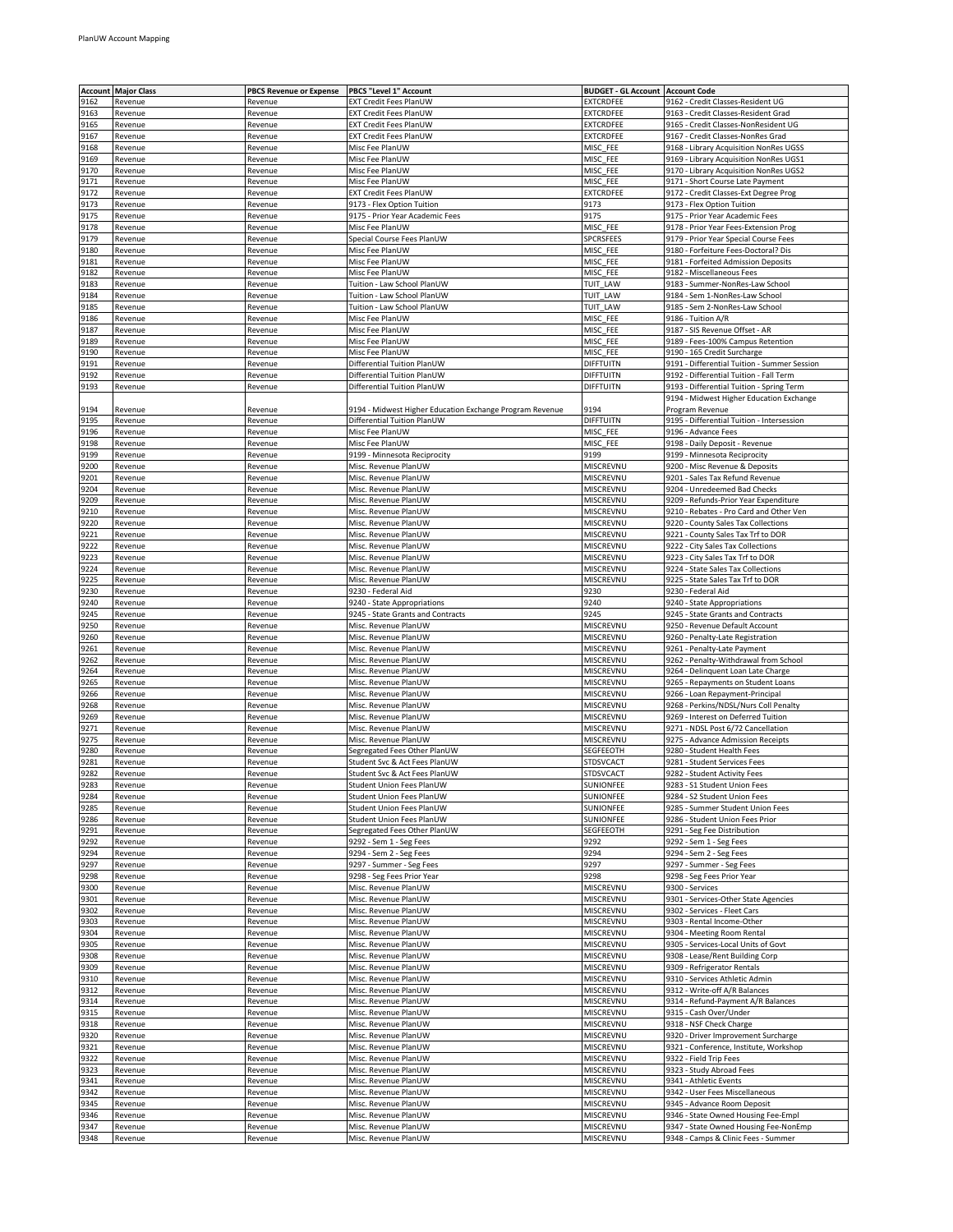| Account | Major Class | PBCS Revenue or Expense | PBCS "Level 1" Account | BUDGET - GL Account | Account Code |
|---|---|---|---|---|---|
| 9162 | Revenue | Revenue | EXT Credit Fees PlanUW | EXTCRDFEE | 9162 - Credit Classes-Resident UG |
| 9163 | Revenue | Revenue | EXT Credit Fees PlanUW | EXTCRDFEE | 9163 - Credit Classes-Resident Grad |
| 9165 | Revenue | Revenue | EXT Credit Fees PlanUW | EXTCRDFEE | 9165 - Credit Classes-NonResident UG |
| 9167 | Revenue | Revenue | EXT Credit Fees PlanUW | EXTCRDFEE | 9167 - Credit Classes-NonRes Grad |
| 9168 | Revenue | Revenue | Misc Fee PlanUW | MISC_FEE | 9168 - Library Acquisition NonRes UGSS |
| 9169 | Revenue | Revenue | Misc Fee PlanUW | MISC_FEE | 9169 - Library Acquisition NonRes UGS1 |
| 9170 | Revenue | Revenue | Misc Fee PlanUW | MISC_FEE | 9170 - Library Acquisition NonRes UGS2 |
| 9171 | Revenue | Revenue | Misc Fee PlanUW | MISC_FEE | 9171 - Short Course Late Payment |
| 9172 | Revenue | Revenue | EXT Credit Fees PlanUW | EXTCRDFEE | 9172 - Credit Classes-Ext Degree Prog |
| 9173 | Revenue | Revenue | 9173 - Flex Option Tuition | 9173 | 9173 - Flex Option Tuition |
| 9175 | Revenue | Revenue | 9175 - Prior Year Academic Fees | 9175 | 9175 - Prior Year Academic Fees |
| 9178 | Revenue | Revenue | Misc Fee PlanUW | MISC_FEE | 9178 - Prior Year Fees-Extension Prog |
| 9179 | Revenue | Revenue | Special Course Fees PlanUW | SPCRSFEES | 9179 - Prior Year Special Course Fees |
| 9180 | Revenue | Revenue | Misc Fee PlanUW | MISC_FEE | 9180 - Forfeiture Fees-Doctoral? Dis |
| 9181 | Revenue | Revenue | Misc Fee PlanUW | MISC_FEE | 9181 - Forfeited Admission Deposits |
| 9182 | Revenue | Revenue | Misc Fee PlanUW | MISC_FEE | 9182 - Miscellaneous Fees |
| 9183 | Revenue | Revenue | Tuition - Law School PlanUW | TUIT_LAW | 9183 - Summer-NonRes-Law School |
| 9184 | Revenue | Revenue | Tuition - Law School PlanUW | TUIT_LAW | 9184 - Sem 1-NonRes-Law School |
| 9185 | Revenue | Revenue | Tuition - Law School PlanUW | TUIT_LAW | 9185 - Sem 2-NonRes-Law School |
| 9186 | Revenue | Revenue | Misc Fee PlanUW | MISC_FEE | 9186 - Tuition A/R |
| 9187 | Revenue | Revenue | Misc Fee PlanUW | MISC_FEE | 9187 - SIS Revenue Offset - AR |
| 9189 | Revenue | Revenue | Misc Fee PlanUW | MISC_FEE | 9189 - Fees-100% Campus Retention |
| 9190 | Revenue | Revenue | Misc Fee PlanUW | MISC_FEE | 9190 - 165 Credit Surcharge |
| 9191 | Revenue | Revenue | Differential Tuition PlanUW | DIFFTUITN | 9191 - Differential Tuition - Summer Session |
| 9192 | Revenue | Revenue | Differential Tuition PlanUW | DIFFTUITN | 9192 - Differential Tuition - Fall Term |
| 9193 | Revenue | Revenue | Differential Tuition PlanUW | DIFFTUITN | 9193 - Differential Tuition - Spring Term |
| 9194 | Revenue | Revenue | 9194 - Midwest Higher Education Exchange Program Revenue | 9194 | 9194 - Midwest Higher Education Exchange Program Revenue |
| 9195 | Revenue | Revenue | Differential Tuition PlanUW | DIFFTUITN | 9195 - Differential Tuition - Intersession |
| 9196 | Revenue | Revenue | Misc Fee PlanUW | MISC_FEE | 9196 - Advance Fees |
| 9198 | Revenue | Revenue | Misc Fee PlanUW | MISC_FEE | 9198 - Daily Deposit - Revenue |
| 9199 | Revenue | Revenue | 9199 - Minnesota Reciprocity | 9199 | 9199 - Minnesota Reciprocity |
| 9200 | Revenue | Revenue | Misc. Revenue PlanUW | MISCREVNU | 9200 - Misc Revenue & Deposits |
| 9201 | Revenue | Revenue | Misc. Revenue PlanUW | MISCREVNU | 9201 - Sales Tax Refund Revenue |
| 9204 | Revenue | Revenue | Misc. Revenue PlanUW | MISCREVNU | 9204 - Unredeemed Bad Checks |
| 9209 | Revenue | Revenue | Misc. Revenue PlanUW | MISCREVNU | 9209 - Refunds-Prior Year Expenditure |
| 9210 | Revenue | Revenue | Misc. Revenue PlanUW | MISCREVNU | 9210 - Rebates - Pro Card and Other Ven |
| 9220 | Revenue | Revenue | Misc. Revenue PlanUW | MISCREVNU | 9220 - County Sales Tax Collections |
| 9221 | Revenue | Revenue | Misc. Revenue PlanUW | MISCREVNU | 9221 - County Sales Tax Trf to DOR |
| 9222 | Revenue | Revenue | Misc. Revenue PlanUW | MISCREVNU | 9222 - City Sales Tax Collections |
| 9223 | Revenue | Revenue | Misc. Revenue PlanUW | MISCREVNU | 9223 - City Sales Tax Trf to DOR |
| 9224 | Revenue | Revenue | Misc. Revenue PlanUW | MISCREVNU | 9224 - State Sales Tax Collections |
| 9225 | Revenue | Revenue | Misc. Revenue PlanUW | MISCREVNU | 9225 - State Sales Tax Trf to DOR |
| 9230 | Revenue | Revenue | 9230 - Federal Aid | 9230 | 9230 - Federal Aid |
| 9240 | Revenue | Revenue | 9240 - State Appropriations | 9240 | 9240 - State Appropriations |
| 9245 | Revenue | Revenue | 9245 - State Grants and Contracts | 9245 | 9245 - State Grants and Contracts |
| 9250 | Revenue | Revenue | Misc. Revenue PlanUW | MISCREVNU | 9250 - Revenue Default Account |
| 9260 | Revenue | Revenue | Misc. Revenue PlanUW | MISCREVNU | 9260 - Penalty-Late Registration |
| 9261 | Revenue | Revenue | Misc. Revenue PlanUW | MISCREVNU | 9261 - Penalty-Late Payment |
| 9262 | Revenue | Revenue | Misc. Revenue PlanUW | MISCREVNU | 9262 - Penalty-Withdrawal from School |
| 9264 | Revenue | Revenue | Misc. Revenue PlanUW | MISCREVNU | 9264 - Delinquent Loan Late Charge |
| 9265 | Revenue | Revenue | Misc. Revenue PlanUW | MISCREVNU | 9265 - Repayments on Student Loans |
| 9266 | Revenue | Revenue | Misc. Revenue PlanUW | MISCREVNU | 9266 - Loan Repayment-Principal |
| 9268 | Revenue | Revenue | Misc. Revenue PlanUW | MISCREVNU | 9268 - Perkins/NDSL/Nurs Coll Penalty |
| 9269 | Revenue | Revenue | Misc. Revenue PlanUW | MISCREVNU | 9269 - Interest on Deferred Tuition |
| 9271 | Revenue | Revenue | Misc. Revenue PlanUW | MISCREVNU | 9271 - NDSL Post 6/72 Cancellation |
| 9275 | Revenue | Revenue | Misc. Revenue PlanUW | MISCREVNU | 9275 - Advance Admission Receipts |
| 9280 | Revenue | Revenue | Segregated Fees Other PlanUW | SEGFEEOTH | 9280 - Student Health Fees |
| 9281 | Revenue | Revenue | Student Svc & Act Fees PlanUW | STDSVCACT | 9281 - Student Services Fees |
| 9282 | Revenue | Revenue | Student Svc & Act Fees PlanUW | STDSVCACT | 9282 - Student Activity Fees |
| 9283 | Revenue | Revenue | Student Union Fees PlanUW | SUNIONFEE | 9283 - S1 Student Union Fees |
| 9284 | Revenue | Revenue | Student Union Fees PlanUW | SUNIONFEE | 9284 - S2 Student Union Fees |
| 9285 | Revenue | Revenue | Student Union Fees PlanUW | SUNIONFEE | 9285 - Summer Student Union Fees |
| 9286 | Revenue | Revenue | Student Union Fees PlanUW | SUNIONFEE | 9286 - Student Union Fees Prior |
| 9291 | Revenue | Revenue | Segregated Fees Other PlanUW | SEGFEEOTH | 9291 - Seg Fee Distribution |
| 9292 | Revenue | Revenue | 9292 - Sem 1 - Seg Fees | 9292 | 9292 - Sem 1 - Seg Fees |
| 9294 | Revenue | Revenue | 9294 - Sem 2 - Seg Fees | 9294 | 9294 - Sem 2 - Seg Fees |
| 9297 | Revenue | Revenue | 9297 - Summer - Seg Fees | 9297 | 9297 - Summer - Seg Fees |
| 9298 | Revenue | Revenue | 9298 - Seg Fees Prior Year | 9298 | 9298 - Seg Fees Prior Year |
| 9300 | Revenue | Revenue | Misc. Revenue PlanUW | MISCREVNU | 9300 - Services |
| 9301 | Revenue | Revenue | Misc. Revenue PlanUW | MISCREVNU | 9301 - Services-Other State Agencies |
| 9302 | Revenue | Revenue | Misc. Revenue PlanUW | MISCREVNU | 9302 - Services - Fleet Cars |
| 9303 | Revenue | Revenue | Misc. Revenue PlanUW | MISCREVNU | 9303 - Rental Income-Other |
| 9304 | Revenue | Revenue | Misc. Revenue PlanUW | MISCREVNU | 9304 - Meeting Room Rental |
| 9305 | Revenue | Revenue | Misc. Revenue PlanUW | MISCREVNU | 9305 - Services-Local Units of Govt |
| 9308 | Revenue | Revenue | Misc. Revenue PlanUW | MISCREVNU | 9308 - Lease/Rent Building Corp |
| 9309 | Revenue | Revenue | Misc. Revenue PlanUW | MISCREVNU | 9309 - Refrigerator Rentals |
| 9310 | Revenue | Revenue | Misc. Revenue PlanUW | MISCREVNU | 9310 - Services Athletic Admin |
| 9312 | Revenue | Revenue | Misc. Revenue PlanUW | MISCREVNU | 9312 - Write-off A/R Balances |
| 9314 | Revenue | Revenue | Misc. Revenue PlanUW | MISCREVNU | 9314 - Refund-Payment A/R Balances |
| 9315 | Revenue | Revenue | Misc. Revenue PlanUW | MISCREVNU | 9315 - Cash Over/Under |
| 9318 | Revenue | Revenue | Misc. Revenue PlanUW | MISCREVNU | 9318 - NSF Check Charge |
| 9320 | Revenue | Revenue | Misc. Revenue PlanUW | MISCREVNU | 9320 - Driver Improvement Surcharge |
| 9321 | Revenue | Revenue | Misc. Revenue PlanUW | MISCREVNU | 9321 - Conference, Institute, Workshop |
| 9322 | Revenue | Revenue | Misc. Revenue PlanUW | MISCREVNU | 9322 - Field Trip Fees |
| 9323 | Revenue | Revenue | Misc. Revenue PlanUW | MISCREVNU | 9323 - Study Abroad Fees |
| 9341 | Revenue | Revenue | Misc. Revenue PlanUW | MISCREVNU | 9341 - Athletic Events |
| 9342 | Revenue | Revenue | Misc. Revenue PlanUW | MISCREVNU | 9342 - User Fees Miscellaneous |
| 9345 | Revenue | Revenue | Misc. Revenue PlanUW | MISCREVNU | 9345 - Advance Room Deposit |
| 9346 | Revenue | Revenue | Misc. Revenue PlanUW | MISCREVNU | 9346 - State Owned Housing Fee-Empl |
| 9347 | Revenue | Revenue | Misc. Revenue PlanUW | MISCREVNU | 9347 - State Owned Housing Fee-NonEmp |
| 9348 | Revenue | Revenue | Misc. Revenue PlanUW | MISCREVNU | 9348 - Camps & Clinic Fees - Summer |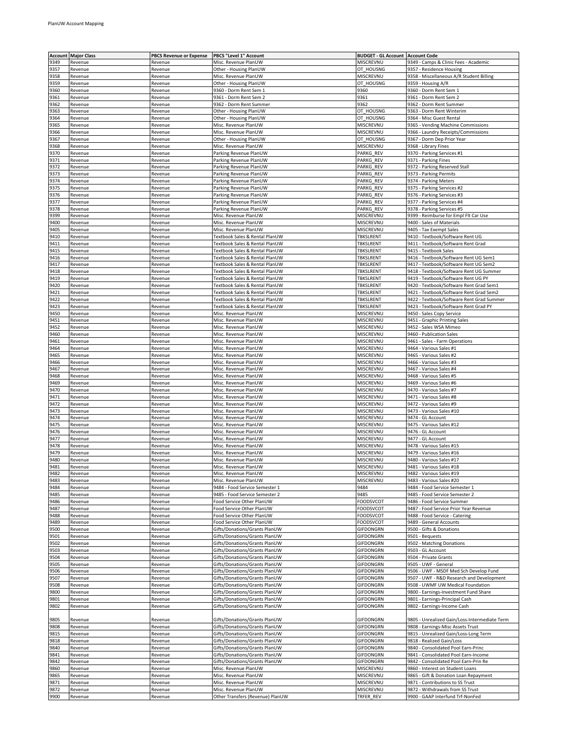| Account | Major Class | PBCS Revenue or Expense | PBCS "Level 1" Account | BUDGET - GL Account | Account Code |
|---|---|---|---|---|---|
| 9349 | Revenue | Revenue | Misc. Revenue PlanUW | MISCREVNU | 9349 - Camps & Clinic Fees - Academic |
| 9357 | Revenue | Revenue | Other - Housing PlanUW | OT_HOUSNG | 9357 - Residence Housing |
| 9358 | Revenue | Revenue | Misc. Revenue PlanUW | MISCREVNU | 9358 - Miscellaneous A/R Student Billing |
| 9359 | Revenue | Revenue | Other - Housing PlanUW | OT_HOUSNG | 9359 - Housing A/R |
| 9360 | Revenue | Revenue | 9360 - Dorm Rent Sem 1 | 9360 | 9360 - Dorm Rent Sem 1 |
| 9361 | Revenue | Revenue | 9361 - Dorm Rent Sem 2 | 9361 | 9361 - Dorm Rent Sem 2 |
| 9362 | Revenue | Revenue | 9362 - Dorm Rent Summer | 9362 | 9362 - Dorm Rent Summer |
| 9363 | Revenue | Revenue | Other - Housing PlanUW | OT_HOUSNG | 9363 - Dorm Rent Winterim |
| 9364 | Revenue | Revenue | Other - Housing PlanUW | OT_HOUSNG | 9364 - Misc Guest Rental |
| 9365 | Revenue | Revenue | Misc. Revenue PlanUW | MISCREVNU | 9365 - Vending Machine Commissions |
| 9366 | Revenue | Revenue | Misc. Revenue PlanUW | MISCREVNU | 9366 - Laundry Receipts/Commissions |
| 9367 | Revenue | Revenue | Other - Housing PlanUW | OT_HOUSNG | 9367 - Dorm Dep Prior Year |
| 9368 | Revenue | Revenue | Misc. Revenue PlanUW | MISCREVNU | 9368 - Library Fines |
| 9370 | Revenue | Revenue | Parking Revenue PlanUW | PARKG_REV | 9370 - Parking Services #1 |
| 9371 | Revenue | Revenue | Parking Revenue PlanUW | PARKG_REV | 9371 - Parking Fines |
| 9372 | Revenue | Revenue | Parking Revenue PlanUW | PARKG_REV | 9372 - Parking Reserved Stall |
| 9373 | Revenue | Revenue | Parking Revenue PlanUW | PARKG_REV | 9373 - Parking Permits |
| 9374 | Revenue | Revenue | Parking Revenue PlanUW | PARKG_REV | 9374 - Parking Meters |
| 9375 | Revenue | Revenue | Parking Revenue PlanUW | PARKG_REV | 9375 - Parking Services #2 |
| 9376 | Revenue | Revenue | Parking Revenue PlanUW | PARKG_REV | 9376 - Parking Services #3 |
| 9377 | Revenue | Revenue | Parking Revenue PlanUW | PARKG_REV | 9377 - Parking Services #4 |
| 9378 | Revenue | Revenue | Parking Revenue PlanUW | PARKG_REV | 9378 - Parking Services #5 |
| 9399 | Revenue | Revenue | Misc. Revenue PlanUW | MISCREVNU | 9399 - Reimburse for Empl Flt Car Use |
| 9400 | Revenue | Revenue | Misc. Revenue PlanUW | MISCREVNU | 9400 - Sales of Materials |
| 9405 | Revenue | Revenue | Misc. Revenue PlanUW | MISCREVNU | 9405 - Tax Exempt Sales |
| 9410 | Revenue | Revenue | Textbook Sales & Rental PlanUW | TBKSLRENT | 9410 - Textbook/Software Rent UG |
| 9411 | Revenue | Revenue | Textbook Sales & Rental PlanUW | TBKSLRENT | 9411 - Textbook/Software Rent Grad |
| 9415 | Revenue | Revenue | Textbook Sales & Rental PlanUW | TBKSLRENT | 9415 - Textbook Sales |
| 9416 | Revenue | Revenue | Textbook Sales & Rental PlanUW | TBKSLRENT | 9416 - Textbook/Software Rent UG Sem1 |
| 9417 | Revenue | Revenue | Textbook Sales & Rental PlanUW | TBKSLRENT | 9417 - Textbook/Software Rent UG Sem2 |
| 9418 | Revenue | Revenue | Textbook Sales & Rental PlanUW | TBKSLRENT | 9418 - Textbook/Software Rent UG Summer |
| 9419 | Revenue | Revenue | Textbook Sales & Rental PlanUW | TBKSLRENT | 9419 - Textbook/Software Rent UG PY |
| 9420 | Revenue | Revenue | Textbook Sales & Rental PlanUW | TBKSLRENT | 9420 - Textbook/Software Rent Grad Sem1 |
| 9421 | Revenue | Revenue | Textbook Sales & Rental PlanUW | TBKSLRENT | 9421 - Textbook/Software Rent Grad Sem2 |
| 9422 | Revenue | Revenue | Textbook Sales & Rental PlanUW | TBKSLRENT | 9422 - Textbook/Software Rent Grad Summer |
| 9423 | Revenue | Revenue | Textbook Sales & Rental PlanUW | TBKSLRENT | 9423 - Textbook/Software Rent Grad PY |
| 9450 | Revenue | Revenue | Misc. Revenue PlanUW | MISCREVNU | 9450 - Sales Copy Service |
| 9451 | Revenue | Revenue | Misc. Revenue PlanUW | MISCREVNU | 9451 - Graphic Printing Sales |
| 9452 | Revenue | Revenue | Misc. Revenue PlanUW | MISCREVNU | 9452 - Sales WSA Mimeo |
| 9460 | Revenue | Revenue | Misc. Revenue PlanUW | MISCREVNU | 9460 - Publication Sales |
| 9461 | Revenue | Revenue | Misc. Revenue PlanUW | MISCREVNU | 9461 - Sales - Farm Operations |
| 9464 | Revenue | Revenue | Misc. Revenue PlanUW | MISCREVNU | 9464 - Various Sales #1 |
| 9465 | Revenue | Revenue | Misc. Revenue PlanUW | MISCREVNU | 9465 - Various Sales #2 |
| 9466 | Revenue | Revenue | Misc. Revenue PlanUW | MISCREVNU | 9466 - Various Sales #3 |
| 9467 | Revenue | Revenue | Misc. Revenue PlanUW | MISCREVNU | 9467 - Various Sales #4 |
| 9468 | Revenue | Revenue | Misc. Revenue PlanUW | MISCREVNU | 9468 - Various Sales #5 |
| 9469 | Revenue | Revenue | Misc. Revenue PlanUW | MISCREVNU | 9469 - Various Sales #6 |
| 9470 | Revenue | Revenue | Misc. Revenue PlanUW | MISCREVNU | 9470 - Various Sales #7 |
| 9471 | Revenue | Revenue | Misc. Revenue PlanUW | MISCREVNU | 9471 - Various Sales #8 |
| 9472 | Revenue | Revenue | Misc. Revenue PlanUW | MISCREVNU | 9472 - Various Sales #9 |
| 9473 | Revenue | Revenue | Misc. Revenue PlanUW | MISCREVNU | 9473 - Various Sales #10 |
| 9474 | Revenue | Revenue | Misc. Revenue PlanUW | MISCREVNU | 9474 - GL Account |
| 9475 | Revenue | Revenue | Misc. Revenue PlanUW | MISCREVNU | 9475 - Various Sales #12 |
| 9476 | Revenue | Revenue | Misc. Revenue PlanUW | MISCREVNU | 9476 - GL Account |
| 9477 | Revenue | Revenue | Misc. Revenue PlanUW | MISCREVNU | 9477 - GL Account |
| 9478 | Revenue | Revenue | Misc. Revenue PlanUW | MISCREVNU | 9478 - Various Sales #15 |
| 9479 | Revenue | Revenue | Misc. Revenue PlanUW | MISCREVNU | 9479 - Various Sales #16 |
| 9480 | Revenue | Revenue | Misc. Revenue PlanUW | MISCREVNU | 9480 - Various Sales #17 |
| 9481 | Revenue | Revenue | Misc. Revenue PlanUW | MISCREVNU | 9481 - Various Sales #18 |
| 9482 | Revenue | Revenue | Misc. Revenue PlanUW | MISCREVNU | 9482 - Various Sales #19 |
| 9483 | Revenue | Revenue | Misc. Revenue PlanUW | MISCREVNU | 9483 - Various Sales #20 |
| 9484 | Revenue | Revenue | 9484 - Food Service Semester 1 | 9484 | 9484 - Food Service Semester 1 |
| 9485 | Revenue | Revenue | 9485 - Food Service Semester 2 | 9485 | 9485 - Food Service Semester 2 |
| 9486 | Revenue | Revenue | Food Service Other PlanUW | FOODSVCOT | 9486 - Food Service Summer |
| 9487 | Revenue | Revenue | Food Service Other PlanUW | FOODSVCOT | 9487 - Food Service Prior Year Revenue |
| 9488 | Revenue | Revenue | Food Service Other PlanUW | FOODSVCOT | 9488 - Food Service - Catering |
| 9489 | Revenue | Revenue | Food Service Other PlanUW | FOODSVCOT | 9489 - General Accounts |
| 9500 | Revenue | Revenue | Gifts/Donations/Grants PlanUW | GIFDONGRN | 9500 - Gifts & Donations |
| 9501 | Revenue | Revenue | Gifts/Donations/Grants PlanUW | GIFDONGRN | 9501 - Bequests |
| 9502 | Revenue | Revenue | Gifts/Donations/Grants PlanUW | GIFDONGRN | 9502 - Matching Donations |
| 9503 | Revenue | Revenue | Gifts/Donations/Grants PlanUW | GIFDONGRN | 9503 - GL Account |
| 9504 | Revenue | Revenue | Gifts/Donations/Grants PlanUW | GIFDONGRN | 9504 - Private Grants |
| 9505 | Revenue | Revenue | Gifts/Donations/Grants PlanUW | GIFDONGRN | 9505 - UWF - General |
| 9506 | Revenue | Revenue | Gifts/Donations/Grants PlanUW | GIFDONGRN | 9506 - UWF - MSDF Med Sch Develop Fund |
| 9507 | Revenue | Revenue | Gifts/Donations/Grants PlanUW | GIFDONGRN | 9507 - UWF - R&D Research and Development |
| 9508 | Revenue | Revenue | Gifts/Donations/Grants PlanUW | GIFDONGRN | 9508 - UWMF UW Medical Foundation |
| 9800 | Revenue | Revenue | Gifts/Donations/Grants PlanUW | GIFDONGRN | 9800 - Earnings-Investment Fund Share |
| 9801 | Revenue | Revenue | Gifts/Donations/Grants PlanUW | GIFDONGRN | 9801 - Earnings-Principal Cash |
| 9802 | Revenue | Revenue | Gifts/Donations/Grants PlanUW | GIFDONGRN | 9802 - Earnings-Income Cash |
| 9805 | Revenue | Revenue | Gifts/Donations/Grants PlanUW | GIFDONGRN | 9805 - Unrealized Gain/Loss-Intermediate Term |
| 9808 | Revenue | Revenue | Gifts/Donations/Grants PlanUW | GIFDONGRN | 9808 - Earnings-Misc Assets Trust |
| 9815 | Revenue | Revenue | Gifts/Donations/Grants PlanUW | GIFDONGRN | 9815 - Unrealized Gain/Loss-Long Term |
| 9818 | Revenue | Revenue | Gifts/Donations/Grants PlanUW | GIFDONGRN | 9818 - Realized Gain/Loss |
| 9840 | Revenue | Revenue | Gifts/Donations/Grants PlanUW | GIFDONGRN | 9840 - Consolidated Pool Earn-Princ |
| 9841 | Revenue | Revenue | Gifts/Donations/Grants PlanUW | GIFDONGRN | 9841 - Consolidated Pool Earn-Income |
| 9842 | Revenue | Revenue | Gifts/Donations/Grants PlanUW | GIFDONGRN | 9842 - Consolidated Pool Earn-Prin Re |
| 9860 | Revenue | Revenue | Misc. Revenue PlanUW | MISCREVNU | 9860 - Interest on Student Loans |
| 9865 | Revenue | Revenue | Misc. Revenue PlanUW | MISCREVNU | 9865 - Gift & Donation Loan Repayment |
| 9871 | Revenue | Revenue | Misc. Revenue PlanUW | MISCREVNU | 9871 - Contributions to SS Trust |
| 9872 | Revenue | Revenue | Misc. Revenue PlanUW | MISCREVNU | 9872 - Withdrawals from SS Trust |
| 9900 | Revenue | Revenue | Other Transfers (Revenue) PlanUW | TRFER_REV | 9900 - GAAP Interfund Trf-NonFed |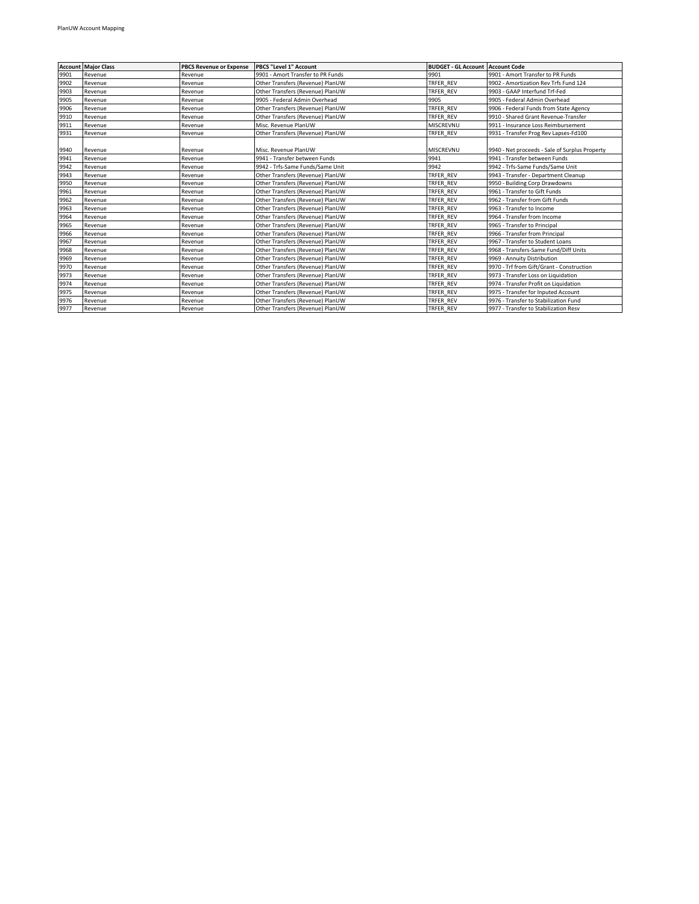| Account | Major Class | PBCS Revenue or Expense | PBCS "Level 1" Account | BUDGET - GL Account | Account Code |
|---|---|---|---|---|---|
| 9901 | Revenue | Revenue | 9901 - Amort Transfer to PR Funds | 9901 | 9901 - Amort Transfer to PR Funds |
| 9902 | Revenue | Revenue | Other Transfers (Revenue) PlanUW | TRFER_REV | 9902 - Amortization Rev Trfs Fund 124 |
| 9903 | Revenue | Revenue | Other Transfers (Revenue) PlanUW | TRFER_REV | 9903 - GAAP Interfund Trf-Fed |
| 9905 | Revenue | Revenue | 9905 - Federal Admin Overhead | 9905 | 9905 - Federal Admin Overhead |
| 9906 | Revenue | Revenue | Other Transfers (Revenue) PlanUW | TRFER_REV | 9906 - Federal Funds from State Agency |
| 9910 | Revenue | Revenue | Other Transfers (Revenue) PlanUW | TRFER_REV | 9910 - Shared Grant Revenue-Transfer |
| 9911 | Revenue | Revenue | Misc. Revenue PlanUW | MISCREVNU | 9911 - Insurance Loss Reimbursement |
| 9931 | Revenue | Revenue | Other Transfers (Revenue) PlanUW | TRFER_REV | 9931 - Transfer Prog Rev Lapses-Fd100 |
| 9940 | Revenue | Revenue | Misc. Revenue PlanUW | MISCREVNU | 9940 - Net proceeds - Sale of Surplus Property |
| 9941 | Revenue | Revenue | 9941 - Transfer between Funds | 9941 | 9941 - Transfer between Funds |
| 9942 | Revenue | Revenue | 9942 - Trfs-Same Funds/Same Unit | 9942 | 9942 - Trfs-Same Funds/Same Unit |
| 9943 | Revenue | Revenue | Other Transfers (Revenue) PlanUW | TRFER_REV | 9943 - Transfer - Department Cleanup |
| 9950 | Revenue | Revenue | Other Transfers (Revenue) PlanUW | TRFER_REV | 9950 - Building Corp Drawdowns |
| 9961 | Revenue | Revenue | Other Transfers (Revenue) PlanUW | TRFER_REV | 9961 - Transfer to Gift Funds |
| 9962 | Revenue | Revenue | Other Transfers (Revenue) PlanUW | TRFER_REV | 9962 - Transfer from Gift Funds |
| 9963 | Revenue | Revenue | Other Transfers (Revenue) PlanUW | TRFER_REV | 9963 - Transfer to Income |
| 9964 | Revenue | Revenue | Other Transfers (Revenue) PlanUW | TRFER_REV | 9964 - Transfer from Income |
| 9965 | Revenue | Revenue | Other Transfers (Revenue) PlanUW | TRFER_REV | 9965 - Transfer to Principal |
| 9966 | Revenue | Revenue | Other Transfers (Revenue) PlanUW | TRFER_REV | 9966 - Transfer from Principal |
| 9967 | Revenue | Revenue | Other Transfers (Revenue) PlanUW | TRFER_REV | 9967 - Transfer to Student Loans |
| 9968 | Revenue | Revenue | Other Transfers (Revenue) PlanUW | TRFER_REV | 9968 - Transfers-Same Fund/Diff Units |
| 9969 | Revenue | Revenue | Other Transfers (Revenue) PlanUW | TRFER_REV | 9969 - Annuity Distribution |
| 9970 | Revenue | Revenue | Other Transfers (Revenue) PlanUW | TRFER_REV | 9970 - Trf from Gift/Grant - Construction |
| 9973 | Revenue | Revenue | Other Transfers (Revenue) PlanUW | TRFER_REV | 9973 - Transfer Loss on Liquidation |
| 9974 | Revenue | Revenue | Other Transfers (Revenue) PlanUW | TRFER_REV | 9974 - Transfer Profit on Liquidation |
| 9975 | Revenue | Revenue | Other Transfers (Revenue) PlanUW | TRFER_REV | 9975 - Transfer for Inputed Account |
| 9976 | Revenue | Revenue | Other Transfers (Revenue) PlanUW | TRFER_REV | 9976 - Transfer to Stabilization Fund |
| 9977 | Revenue | Revenue | Other Transfers (Revenue) PlanUW | TRFER_REV | 9977 - Transfer to Stabilization Resv |